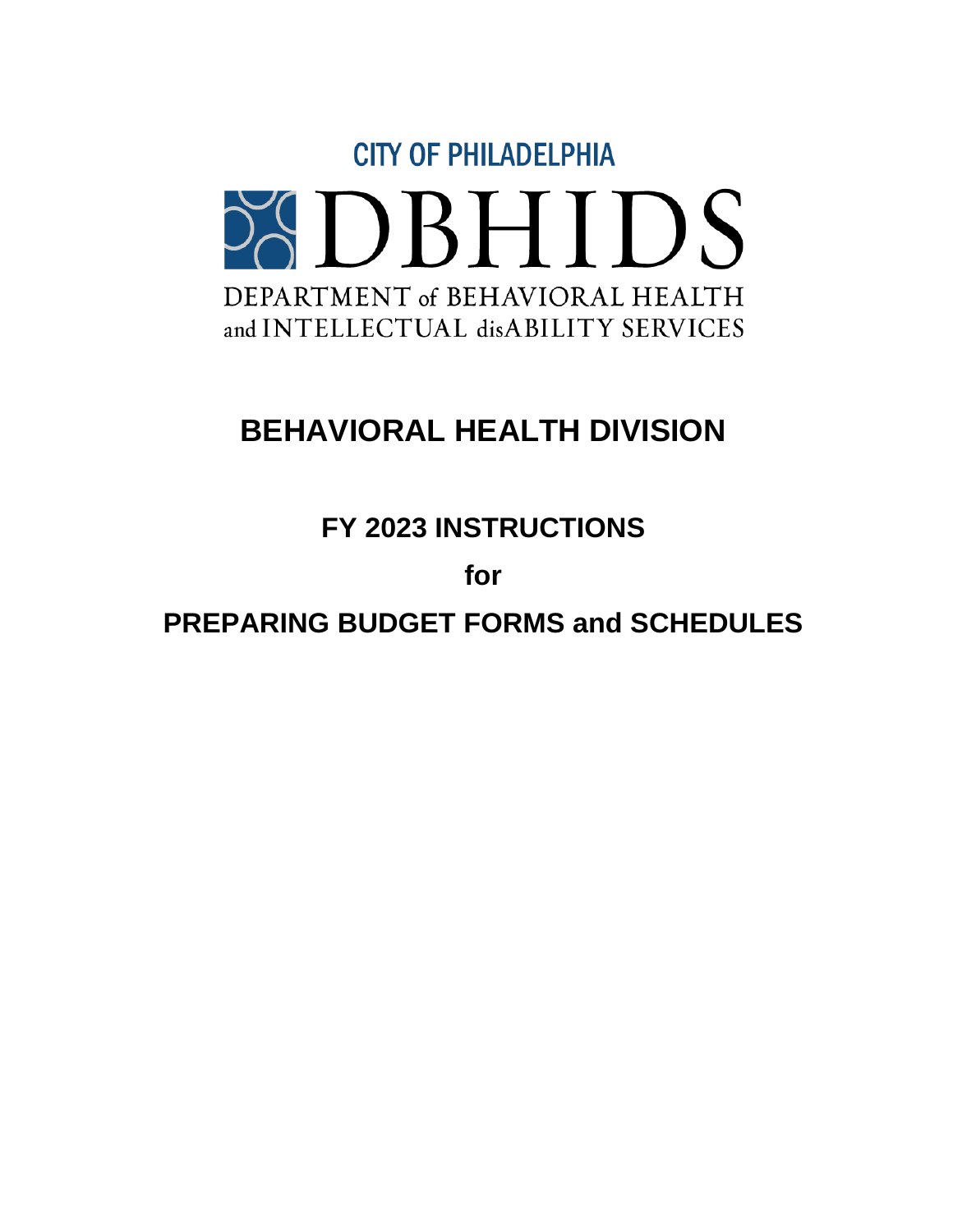CITY OF PHILADELPHIA

DBHIDS

DEPARTMENT of BEHAVIORAL HEALTH and INTELLECTUAL disABILITY SERVICES

# BEHAVIORAL HEALTH DIVISION

## FY 2023 INSTRUCTIONS

## for

## PREPARING BUDGET FORMS and SCHEDULES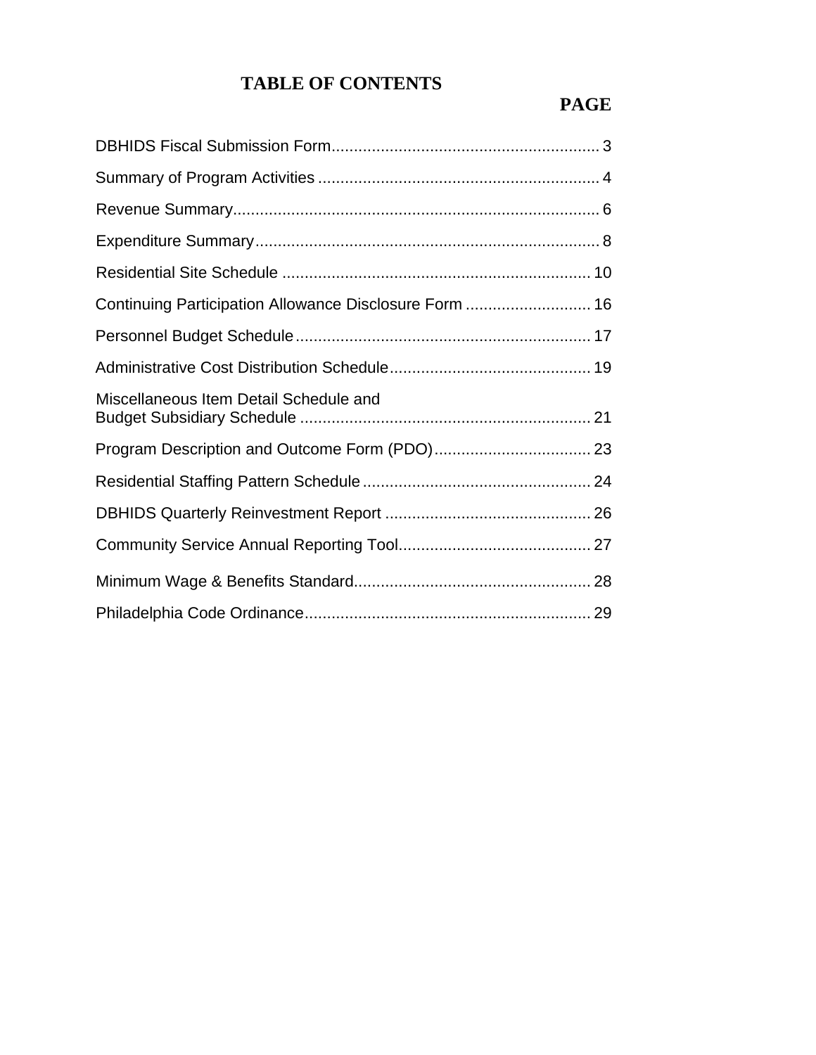# TABLE OF CONTENTS

| | PAGE |
|---|---|
| DBHIDS Fiscal Submission Form | 3 |
| Summary of Program Activities | 4 |
| Revenue Summary | 6 |
| Expenditure Summary | 8 |
| Residential Site Schedule | 10 |
| Continuing Participation Allowance Disclosure Form | 16 |
| Personnel Budget Schedule | 17 |
| Administrative Cost Distribution Schedule | 19 |
| Miscellaneous Item Detail Schedule and Budget Subsidiary Schedule | 21 |
| Program Description and Outcome Form (PDO) | 23 |
| Residential Staffing Pattern Schedule | 24 |
| DBHIDS Quarterly Reinvestment Report | 26 |
| Community Service Annual Reporting Tool | 27 |
| Minimum Wage & Benefits Standard | 28 |
| Philadelphia Code Ordinance | 29 |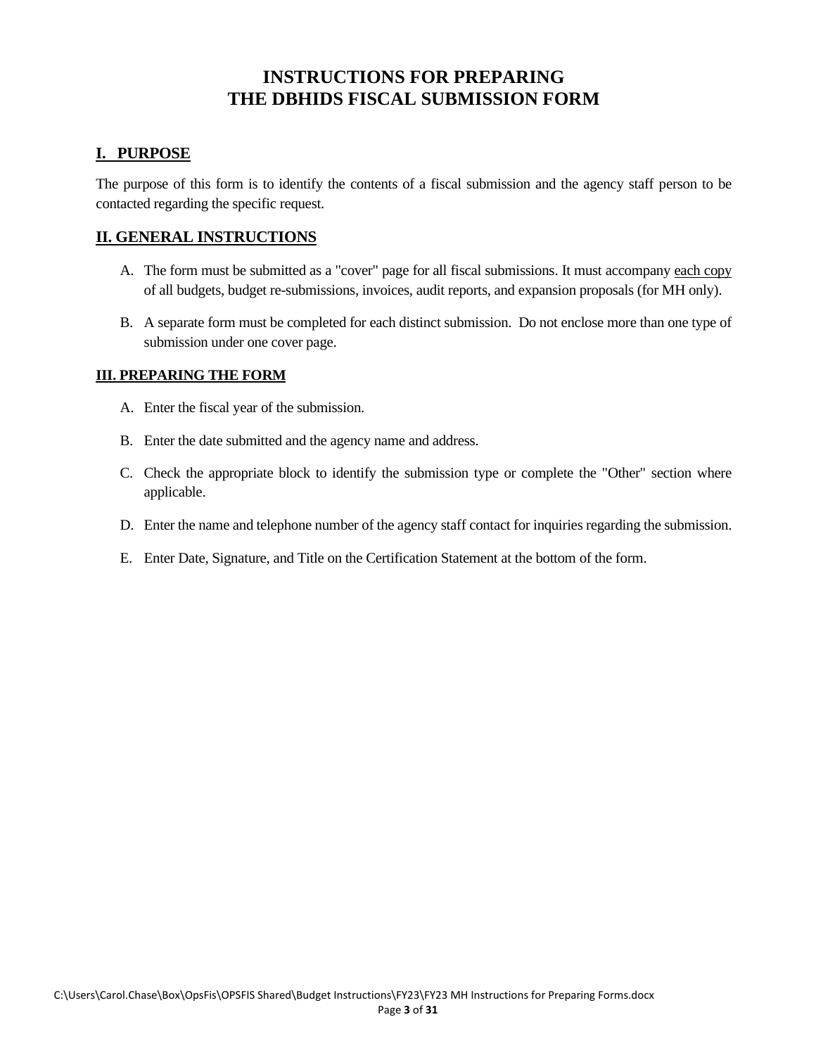# INSTRUCTIONS FOR PREPARING THE DBHIDS FISCAL SUBMISSION FORM

## I. PURPOSE

The purpose of this form is to identify the contents of a fiscal submission and the agency staff person to be contacted regarding the specific request.

## II. GENERAL INSTRUCTIONS

A. The form must be submitted as a "cover" page for all fiscal submissions. It must accompany each copy of all budgets, budget re-submissions, invoices, audit reports, and expansion proposals (for MH only).

B. A separate form must be completed for each distinct submission. Do not enclose more than one type of submission under one cover page.

### III. PREPARING THE FORM

A. Enter the fiscal year of the submission.

B. Enter the date submitted and the agency name and address.

C. Check the appropriate block to identify the submission type or complete the "Other" section where applicable.

D. Enter the name and telephone number of the agency staff contact for inquiries regarding the submission.

E. Enter Date, Signature, and Title on the Certification Statement at the bottom of the form.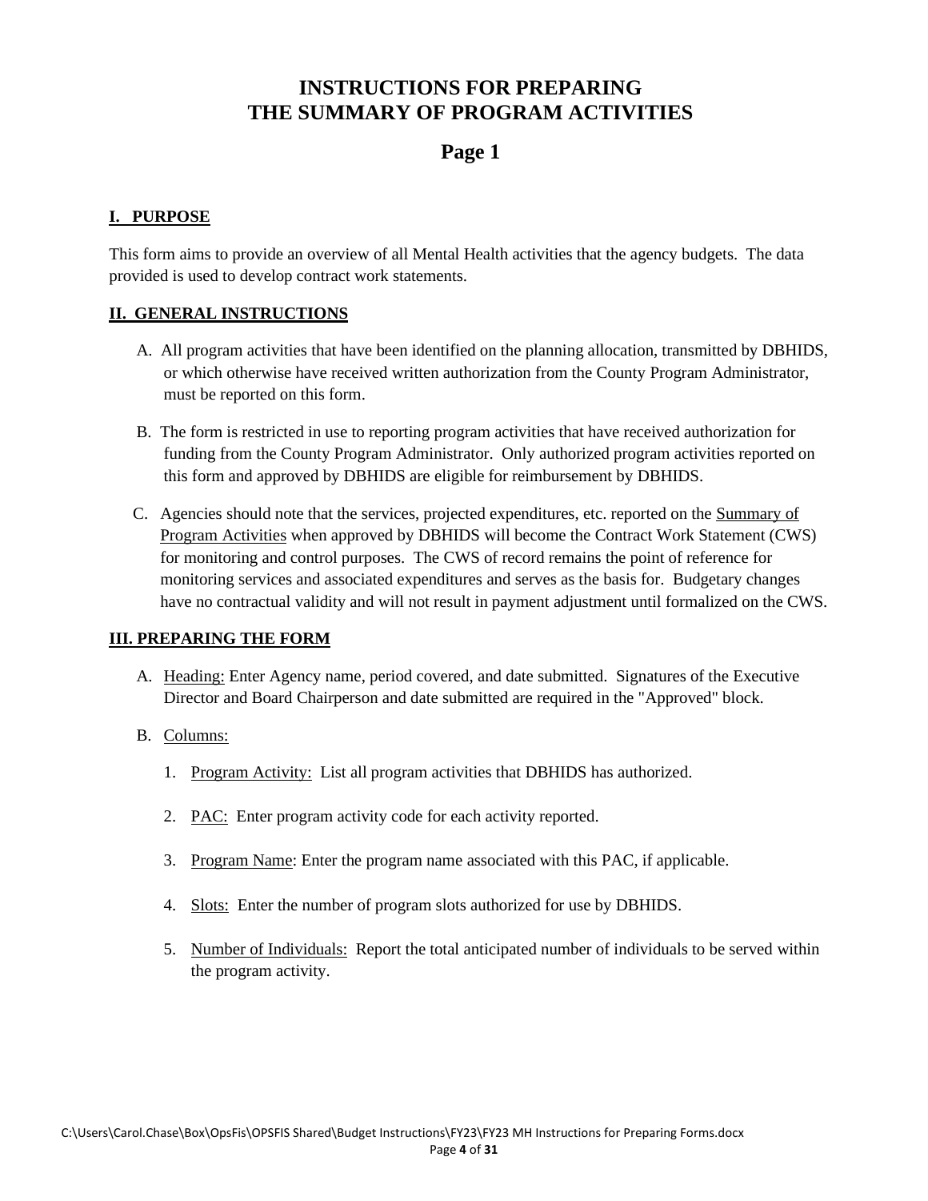# INSTRUCTIONS FOR PREPARING THE SUMMARY OF PROGRAM ACTIVITIES

## Page 1

### I. PURPOSE

This form aims to provide an overview of all Mental Health activities that the agency budgets. The data provided is used to develop contract work statements.

### II. GENERAL INSTRUCTIONS

A. All program activities that have been identified on the planning allocation, transmitted by DBHIDS, or which otherwise have received written authorization from the County Program Administrator, must be reported on this form.

B. The form is restricted in use to reporting program activities that have received authorization for funding from the County Program Administrator. Only authorized program activities reported on this form and approved by DBHIDS are eligible for reimbursement by DBHIDS.

C. Agencies should note that the services, projected expenditures, etc. reported on the Summary of Program Activities when approved by DBHIDS will become the Contract Work Statement (CWS) for monitoring and control purposes. The CWS of record remains the point of reference for monitoring services and associated expenditures and serves as the basis for. Budgetary changes have no contractual validity and will not result in payment adjustment until formalized on the CWS.

### III. PREPARING THE FORM

A. Heading: Enter Agency name, period covered, and date submitted. Signatures of the Executive Director and Board Chairperson and date submitted are required in the "Approved" block.

B. Columns:

1. Program Activity: List all program activities that DBHIDS has authorized.

2. PAC: Enter program activity code for each activity reported.

3. Program Name: Enter the program name associated with this PAC, if applicable.

4. Slots: Enter the number of program slots authorized for use by DBHIDS.

5. Number of Individuals: Report the total anticipated number of individuals to be served within the program activity.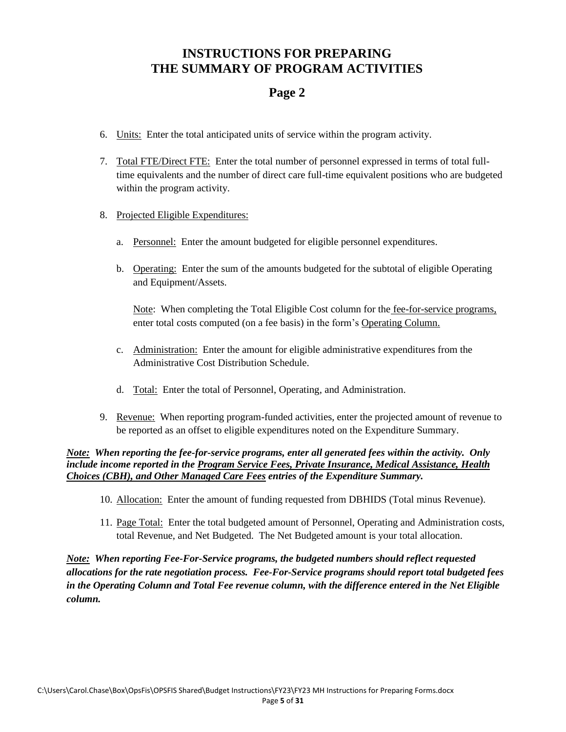# INSTRUCTIONS FOR PREPARING THE SUMMARY OF PROGRAM ACTIVITIES

## Page 2

6. Units: Enter the total anticipated units of service within the program activity.

7. Total FTE/Direct FTE: Enter the total number of personnel expressed in terms of total full-time equivalents and the number of direct care full-time equivalent positions who are budgeted within the program activity.

8. Projected Eligible Expenditures:

   a. Personnel: Enter the amount budgeted for eligible personnel expenditures.

   b. Operating: Enter the sum of the amounts budgeted for the subtotal of eligible Operating and Equipment/Assets.

      Note: When completing the Total Eligible Cost column for the fee-for-service programs, enter total costs computed (on a fee basis) in the form's Operating Column.

   c. Administration: Enter the amount for eligible administrative expenditures from the Administrative Cost Distribution Schedule.

   d. Total: Enter the total of Personnel, Operating, and Administration.

9. Revenue: When reporting program-funded activities, enter the projected amount of revenue to be reported as an offset to eligible expenditures noted on the Expenditure Summary.

***Note:* When reporting the fee-for-service programs, enter all generated fees within the activity. Only include income reported in the Program Service Fees, Private Insurance, Medical Assistance, Health Choices (CBH), and Other Managed Care Fees entries of the Expenditure Summary.**

10. Allocation: Enter the amount of funding requested from DBHIDS (Total minus Revenue).

11. Page Total: Enter the total budgeted amount of Personnel, Operating and Administration costs, total Revenue, and Net Budgeted. The Net Budgeted amount is your total allocation.

***Note:* When reporting Fee-For-Service programs, the budgeted numbers should reflect requested allocations for the rate negotiation process. Fee-For-Service programs should report total budgeted fees in the Operating Column and Total Fee revenue column, with the difference entered in the Net Eligible column.**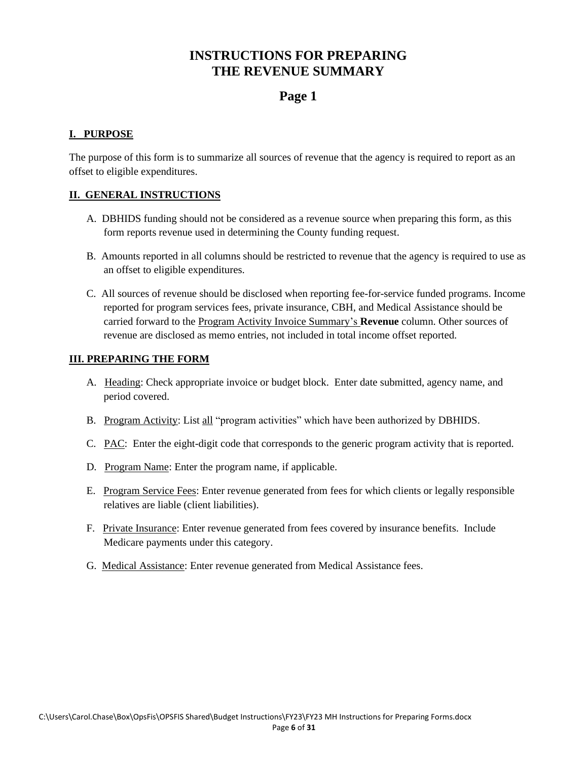# INSTRUCTIONS FOR PREPARING THE REVENUE SUMMARY

## Page 1

### I. PURPOSE

The purpose of this form is to summarize all sources of revenue that the agency is required to report as an offset to eligible expenditures.

### II. GENERAL INSTRUCTIONS

A. DBHIDS funding should not be considered as a revenue source when preparing this form, as this form reports revenue used in determining the County funding request.

B. Amounts reported in all columns should be restricted to revenue that the agency is required to use as an offset to eligible expenditures.

C. All sources of revenue should be disclosed when reporting fee-for-service funded programs. Income reported for program services fees, private insurance, CBH, and Medical Assistance should be carried forward to the Program Activity Invoice Summary's **Revenue** column. Other sources of revenue are disclosed as memo entries, not included in total income offset reported.

### III. PREPARING THE FORM

A. Heading: Check appropriate invoice or budget block. Enter date submitted, agency name, and period covered.

B. Program Activity: List all "program activities" which have been authorized by DBHIDS.

C. PAC: Enter the eight-digit code that corresponds to the generic program activity that is reported.

D. Program Name: Enter the program name, if applicable.

E. Program Service Fees: Enter revenue generated from fees for which clients or legally responsible relatives are liable (client liabilities).

F. Private Insurance: Enter revenue generated from fees covered by insurance benefits. Include Medicare payments under this category.

G. Medical Assistance: Enter revenue generated from Medical Assistance fees.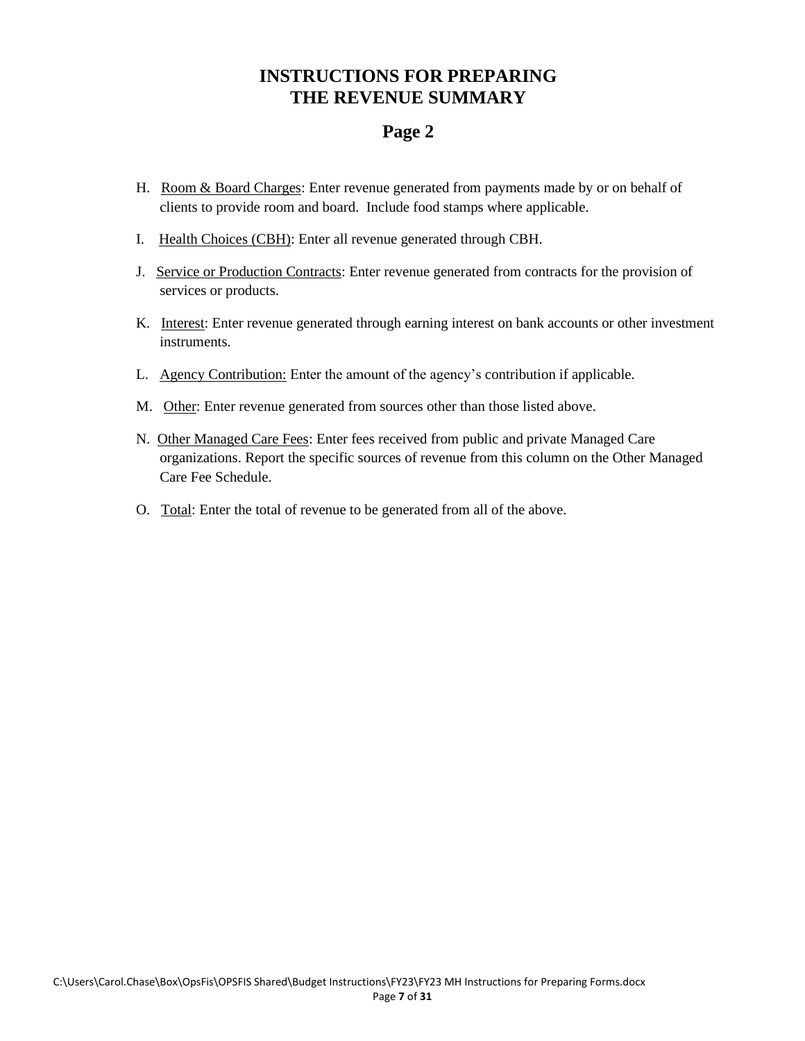# INSTRUCTIONS FOR PREPARING THE REVENUE SUMMARY

## Page 2

H. Room & Board Charges: Enter revenue generated from payments made by or on behalf of clients to provide room and board. Include food stamps where applicable.

I. Health Choices (CBH): Enter all revenue generated through CBH.

J. Service or Production Contracts: Enter revenue generated from contracts for the provision of services or products.

K. Interest: Enter revenue generated through earning interest on bank accounts or other investment instruments.

L. Agency Contribution: Enter the amount of the agency's contribution if applicable.

M. Other: Enter revenue generated from sources other than those listed above.

N. Other Managed Care Fees: Enter fees received from public and private Managed Care organizations. Report the specific sources of revenue from this column on the Other Managed Care Fee Schedule.

O. Total: Enter the total of revenue to be generated from all of the above.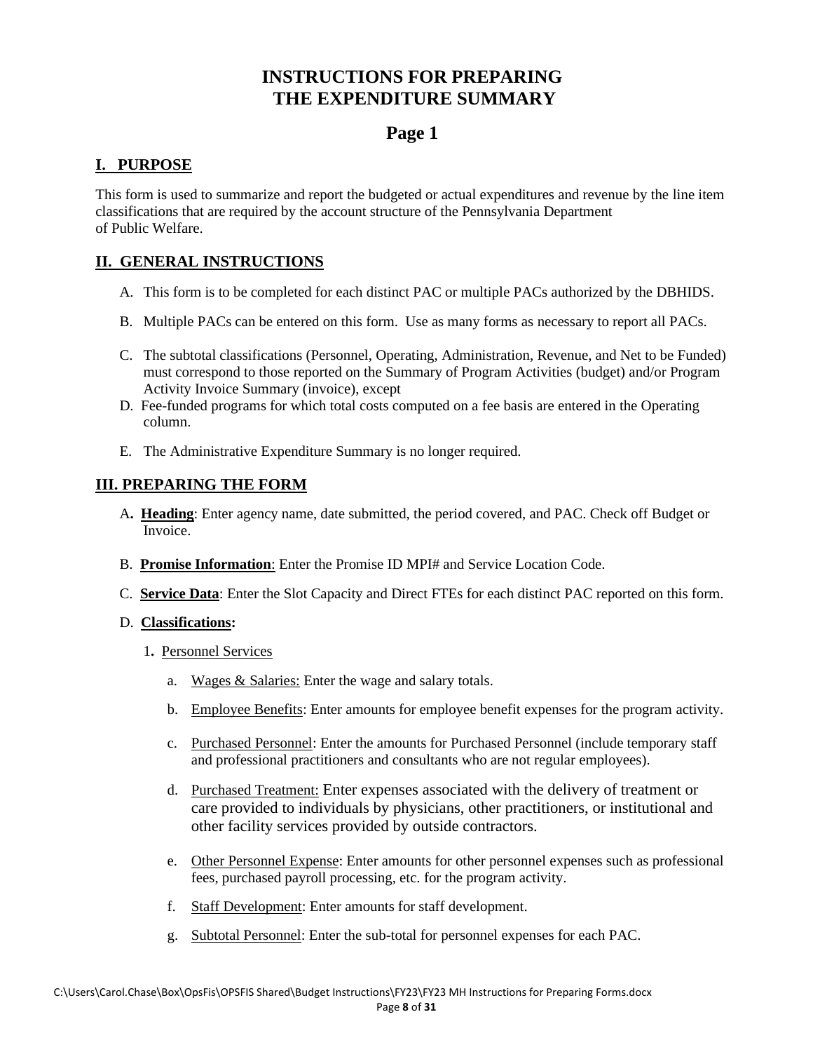# INSTRUCTIONS FOR PREPARING THE EXPENDITURE SUMMARY

## Page 1

### I. PURPOSE

This form is used to summarize and report the budgeted or actual expenditures and revenue by the line item classifications that are required by the account structure of the Pennsylvania Department of Public Welfare.

### II. GENERAL INSTRUCTIONS

A. This form is to be completed for each distinct PAC or multiple PACs authorized by the DBHIDS.

B. Multiple PACs can be entered on this form. Use as many forms as necessary to report all PACs.

C. The subtotal classifications (Personnel, Operating, Administration, Revenue, and Net to be Funded) must correspond to those reported on the Summary of Program Activities (budget) and/or Program Activity Invoice Summary (invoice), except

D. Fee-funded programs for which total costs computed on a fee basis are entered in the Operating column.

E. The Administrative Expenditure Summary is no longer required.

### III. PREPARING THE FORM

A. **Heading**: Enter agency name, date submitted, the period covered, and PAC. Check off Budget or Invoice.

B. **Promise Information**: Enter the Promise ID MPI# and Service Location Code.

C. **Service Data**: Enter the Slot Capacity and Direct FTEs for each distinct PAC reported on this form.

D. **Classifications:**

1. Personnel Services

   a. Wages & Salaries: Enter the wage and salary totals.

   b. Employee Benefits: Enter amounts for employee benefit expenses for the program activity.

   c. Purchased Personnel: Enter the amounts for Purchased Personnel (include temporary staff and professional practitioners and consultants who are not regular employees).

   d. Purchased Treatment: Enter expenses associated with the delivery of treatment or care provided to individuals by physicians, other practitioners, or institutional and other facility services provided by outside contractors.

   e. Other Personnel Expense: Enter amounts for other personnel expenses such as professional fees, purchased payroll processing, etc. for the program activity.

   f. Staff Development: Enter amounts for staff development.

   g. Subtotal Personnel: Enter the sub-total for personnel expenses for each PAC.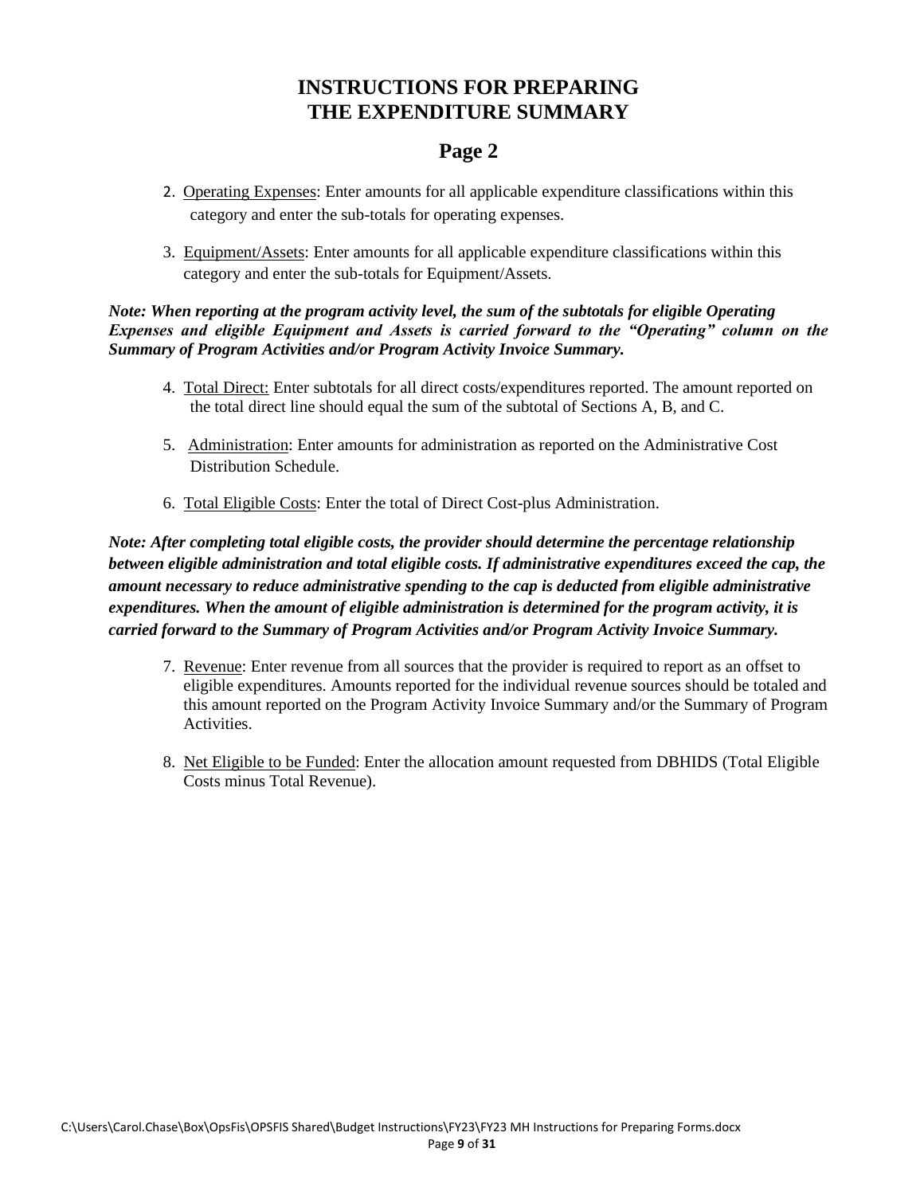# INSTRUCTIONS FOR PREPARING THE EXPENDITURE SUMMARY

## Page 2

2. Operating Expenses: Enter amounts for all applicable expenditure classifications within this category and enter the sub-totals for operating expenses.

3. Equipment/Assets: Enter amounts for all applicable expenditure classifications within this category and enter the sub-totals for Equipment/Assets.

***Note: When reporting at the program activity level, the sum of the subtotals for eligible Operating Expenses and eligible Equipment and Assets is carried forward to the "Operating" column on the Summary of Program Activities and/or Program Activity Invoice Summary.***

4. Total Direct: Enter subtotals for all direct costs/expenditures reported. The amount reported on the total direct line should equal the sum of the subtotal of Sections A, B, and C.

5. Administration: Enter amounts for administration as reported on the Administrative Cost Distribution Schedule.

6. Total Eligible Costs: Enter the total of Direct Cost-plus Administration.

***Note: After completing total eligible costs, the provider should determine the percentage relationship between eligible administration and total eligible costs. If administrative expenditures exceed the cap, the amount necessary to reduce administrative spending to the cap is deducted from eligible administrative expenditures. When the amount of eligible administration is determined for the program activity, it is carried forward to the Summary of Program Activities and/or Program Activity Invoice Summary.***

7. Revenue: Enter revenue from all sources that the provider is required to report as an offset to eligible expenditures. Amounts reported for the individual revenue sources should be totaled and this amount reported on the Program Activity Invoice Summary and/or the Summary of Program Activities.

8. Net Eligible to be Funded: Enter the allocation amount requested from DBHIDS (Total Eligible Costs minus Total Revenue).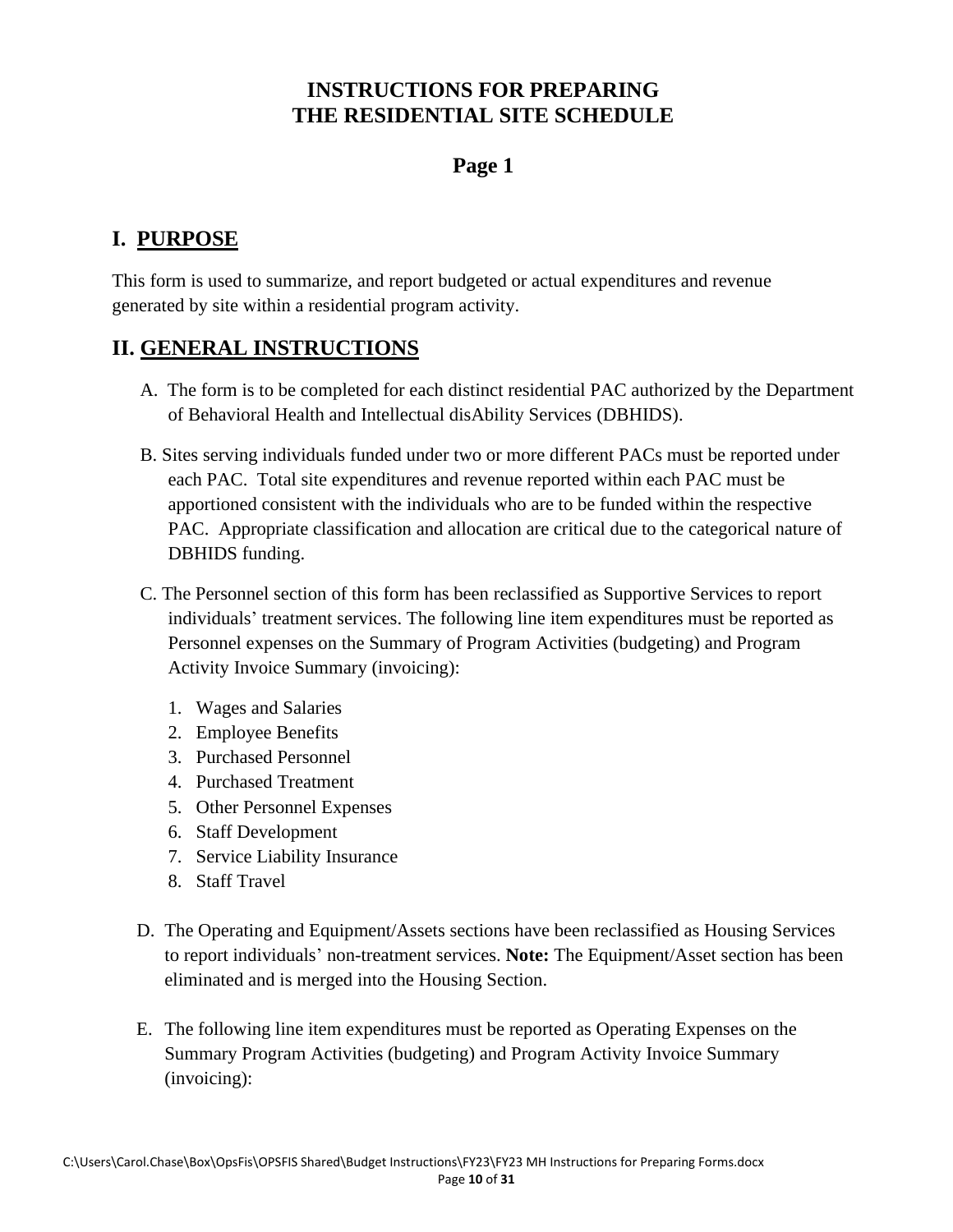# INSTRUCTIONS FOR PREPARING
# THE RESIDENTIAL SITE SCHEDULE

## Page 1

## I. PURPOSE

This form is used to summarize, and report budgeted or actual expenditures and revenue generated by site within a residential program activity.

## II. GENERAL INSTRUCTIONS

A. The form is to be completed for each distinct residential PAC authorized by the Department of Behavioral Health and Intellectual disAbility Services (DBHIDS).

B. Sites serving individuals funded under two or more different PACs must be reported under each PAC. Total site expenditures and revenue reported within each PAC must be apportioned consistent with the individuals who are to be funded within the respective PAC. Appropriate classification and allocation are critical due to the categorical nature of DBHIDS funding.

C. The Personnel section of this form has been reclassified as Supportive Services to report individuals' treatment services. The following line item expenditures must be reported as Personnel expenses on the Summary of Program Activities (budgeting) and Program Activity Invoice Summary (invoicing):

1. Wages and Salaries
2. Employee Benefits
3. Purchased Personnel
4. Purchased Treatment
5. Other Personnel Expenses
6. Staff Development
7. Service Liability Insurance
8. Staff Travel

D. The Operating and Equipment/Assets sections have been reclassified as Housing Services to report individuals' non-treatment services. **Note:** The Equipment/Asset section has been eliminated and is merged into the Housing Section.

E. The following line item expenditures must be reported as Operating Expenses on the Summary Program Activities (budgeting) and Program Activity Invoice Summary (invoicing):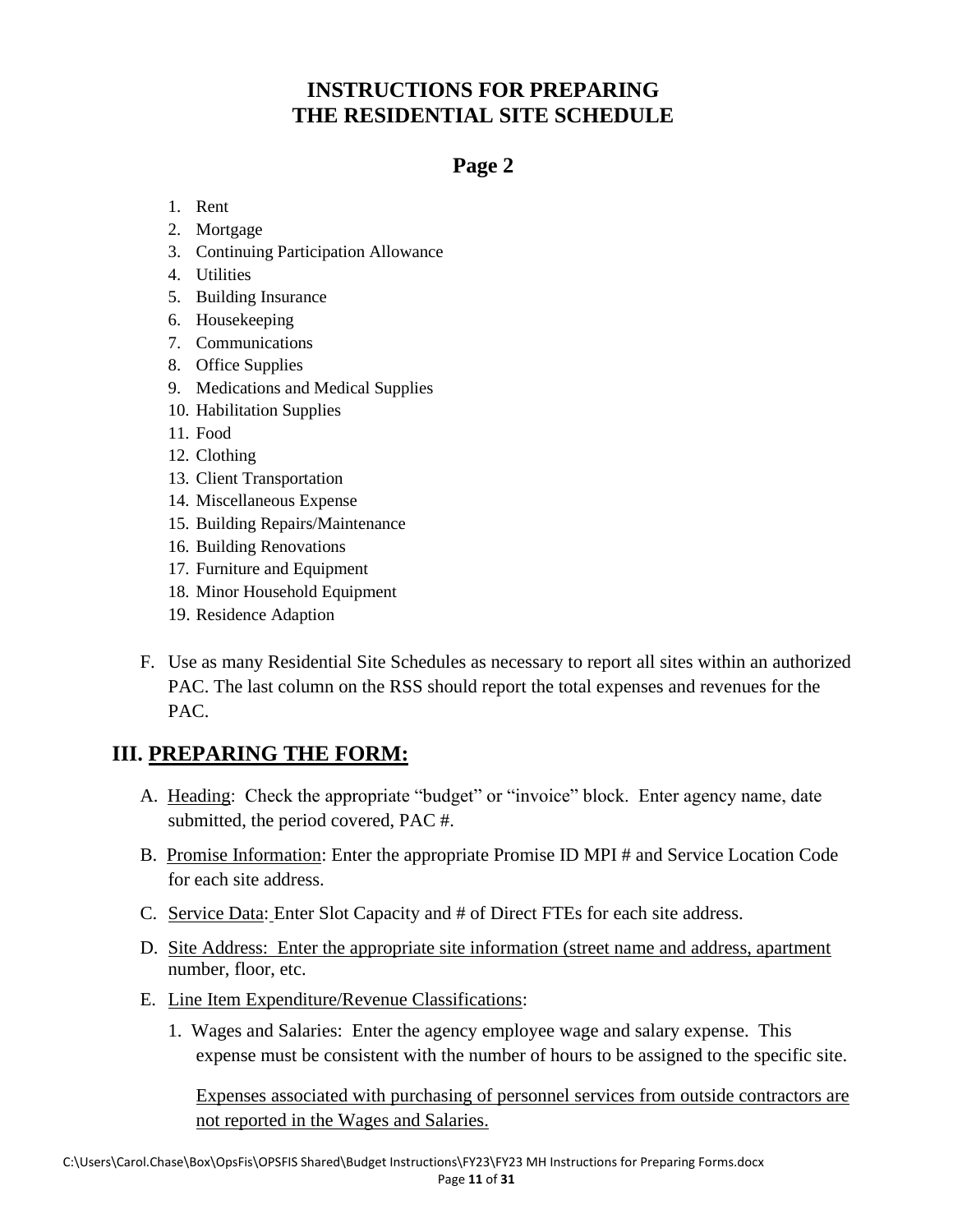# INSTRUCTIONS FOR PREPARING THE RESIDENTIAL SITE SCHEDULE

## Page 2

1. Rent
2. Mortgage
3. Continuing Participation Allowance
4. Utilities
5. Building Insurance
6. Housekeeping
7. Communications
8. Office Supplies
9. Medications and Medical Supplies
10. Habilitation Supplies
11. Food
12. Clothing
13. Client Transportation
14. Miscellaneous Expense
15. Building Repairs/Maintenance
16. Building Renovations
17. Furniture and Equipment
18. Minor Household Equipment
19. Residence Adaption

F. Use as many Residential Site Schedules as necessary to report all sites within an authorized PAC. The last column on the RSS should report the total expenses and revenues for the PAC.

## III. <u>PREPARING THE FORM:</u>

A. <u>Heading</u>: Check the appropriate "budget" or "invoice" block. Enter agency name, date submitted, the period covered, PAC #.

B. <u>Promise Information</u>: Enter the appropriate Promise ID MPI # and Service Location Code for each site address.

C. <u>Service Data</u>: Enter Slot Capacity and # of Direct FTEs for each site address.

D. <u>Site Address: Enter the appropriate site information (street name and address, apartment</u> number, floor, etc.

E. <u>Line Item Expenditure/Revenue Classifications</u>:

1. Wages and Salaries: Enter the agency employee wage and salary expense. This expense must be consistent with the number of hours to be assigned to the specific site.

   <u>Expenses associated with purchasing of personnel services from outside contractors are not reported in the Wages and Salaries.</u>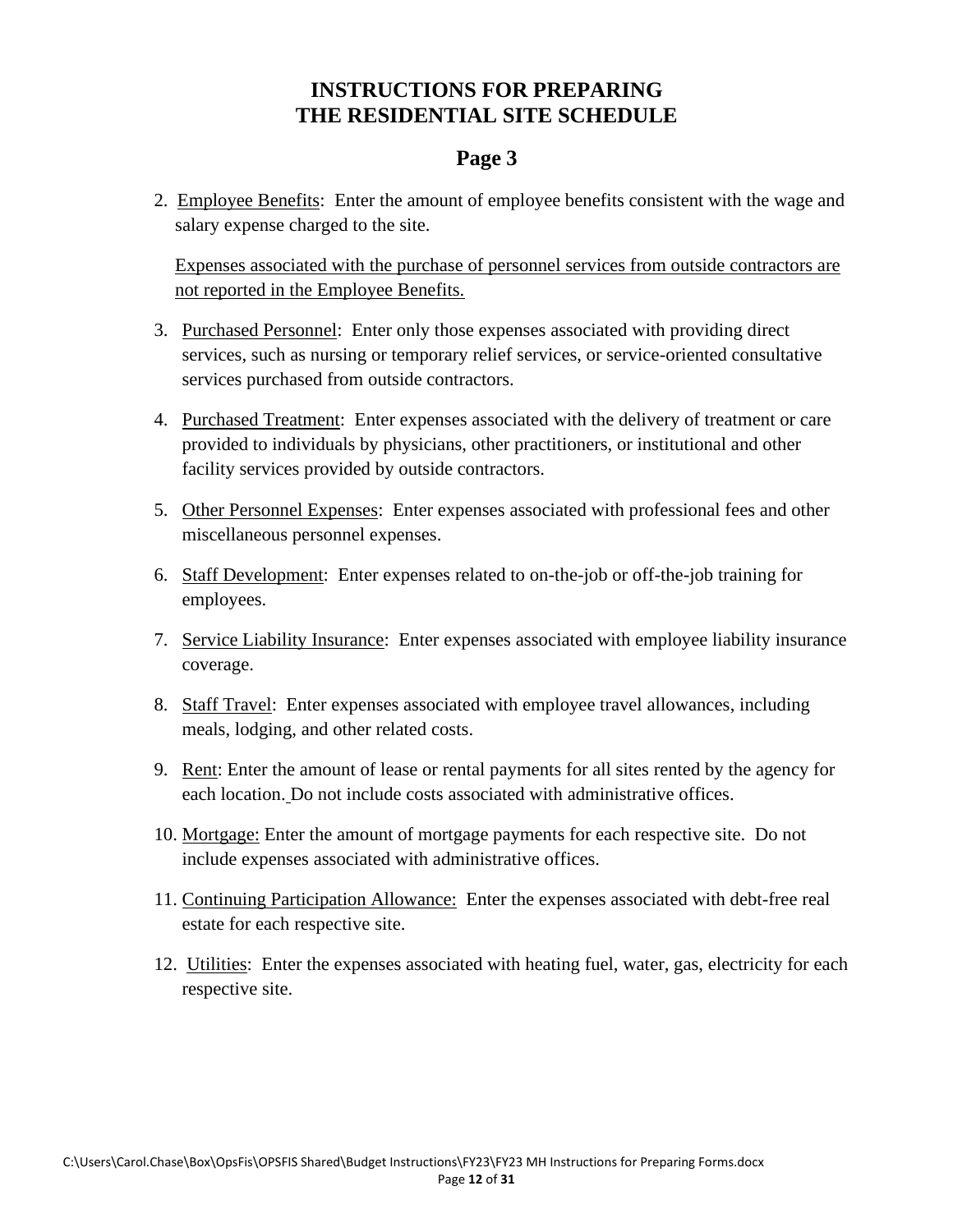# INSTRUCTIONS FOR PREPARING THE RESIDENTIAL SITE SCHEDULE

## Page 3

2. Employee Benefits: Enter the amount of employee benefits consistent with the wage and salary expense charged to the site.

   Expenses associated with the purchase of personnel services from outside contractors are not reported in the Employee Benefits.

3. Purchased Personnel: Enter only those expenses associated with providing direct services, such as nursing or temporary relief services, or service-oriented consultative services purchased from outside contractors.

4. Purchased Treatment: Enter expenses associated with the delivery of treatment or care provided to individuals by physicians, other practitioners, or institutional and other facility services provided by outside contractors.

5. Other Personnel Expenses: Enter expenses associated with professional fees and other miscellaneous personnel expenses.

6. Staff Development: Enter expenses related to on-the-job or off-the-job training for employees.

7. Service Liability Insurance: Enter expenses associated with employee liability insurance coverage.

8. Staff Travel: Enter expenses associated with employee travel allowances, including meals, lodging, and other related costs.

9. Rent: Enter the amount of lease or rental payments for all sites rented by the agency for each location. Do not include costs associated with administrative offices.

10. Mortgage: Enter the amount of mortgage payments for each respective site. Do not include expenses associated with administrative offices.

11. Continuing Participation Allowance: Enter the expenses associated with debt-free real estate for each respective site.

12. Utilities: Enter the expenses associated with heating fuel, water, gas, electricity for each respective site.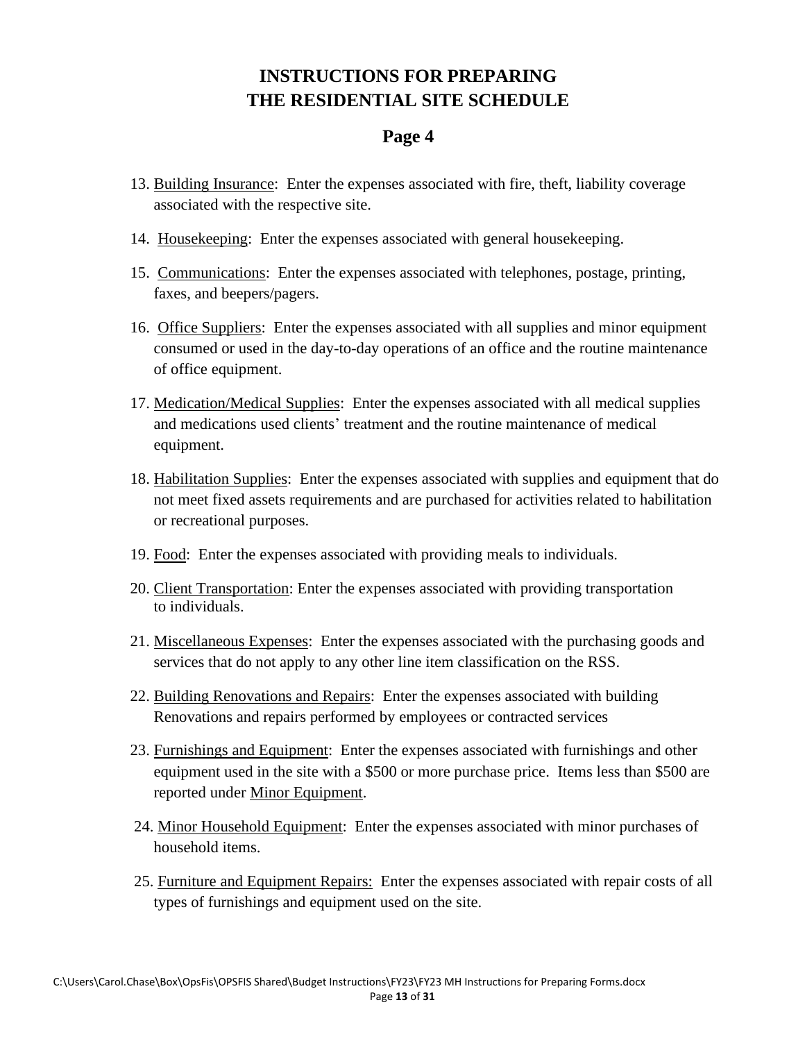# INSTRUCTIONS FOR PREPARING THE RESIDENTIAL SITE SCHEDULE

## Page 4

13. Building Insurance: Enter the expenses associated with fire, theft, liability coverage associated with the respective site.

14. Housekeeping: Enter the expenses associated with general housekeeping.

15. Communications: Enter the expenses associated with telephones, postage, printing, faxes, and beepers/pagers.

16. Office Suppliers: Enter the expenses associated with all supplies and minor equipment consumed or used in the day-to-day operations of an office and the routine maintenance of office equipment.

17. Medication/Medical Supplies: Enter the expenses associated with all medical supplies and medications used clients' treatment and the routine maintenance of medical equipment.

18. Habilitation Supplies: Enter the expenses associated with supplies and equipment that do not meet fixed assets requirements and are purchased for activities related to habilitation or recreational purposes.

19. Food: Enter the expenses associated with providing meals to individuals.

20. Client Transportation: Enter the expenses associated with providing transportation to individuals.

21. Miscellaneous Expenses: Enter the expenses associated with the purchasing goods and services that do not apply to any other line item classification on the RSS.

22. Building Renovations and Repairs: Enter the expenses associated with building Renovations and repairs performed by employees or contracted services

23. Furnishings and Equipment: Enter the expenses associated with furnishings and other equipment used in the site with a $500 or more purchase price. Items less than $500 are reported under Minor Equipment.

24. Minor Household Equipment: Enter the expenses associated with minor purchases of household items.

25. Furniture and Equipment Repairs: Enter the expenses associated with repair costs of all types of furnishings and equipment used on the site.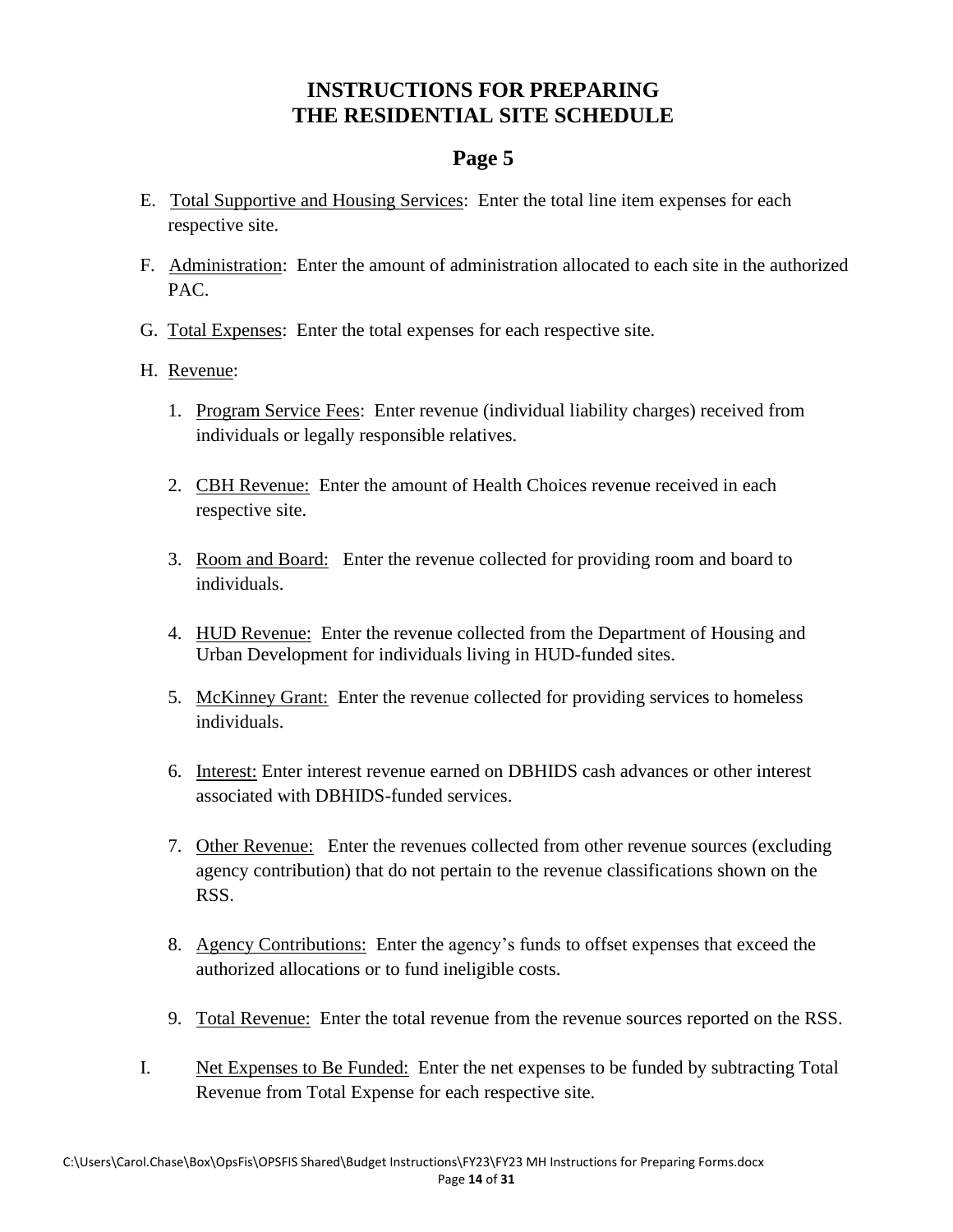# INSTRUCTIONS FOR PREPARING THE RESIDENTIAL SITE SCHEDULE

## Page 5

E. Total Supportive and Housing Services: Enter the total line item expenses for each respective site.

F. Administration: Enter the amount of administration allocated to each site in the authorized PAC.

G. Total Expenses: Enter the total expenses for each respective site.

H. Revenue:

1. Program Service Fees: Enter revenue (individual liability charges) received from individuals or legally responsible relatives.

2. CBH Revenue: Enter the amount of Health Choices revenue received in each respective site.

3. Room and Board: Enter the revenue collected for providing room and board to individuals.

4. HUD Revenue: Enter the revenue collected from the Department of Housing and Urban Development for individuals living in HUD-funded sites.

5. McKinney Grant: Enter the revenue collected for providing services to homeless individuals.

6. Interest: Enter interest revenue earned on DBHIDS cash advances or other interest associated with DBHIDS-funded services.

7. Other Revenue: Enter the revenues collected from other revenue sources (excluding agency contribution) that do not pertain to the revenue classifications shown on the RSS.

8. Agency Contributions: Enter the agency's funds to offset expenses that exceed the authorized allocations or to fund ineligible costs.

9. Total Revenue: Enter the total revenue from the revenue sources reported on the RSS.

I. Net Expenses to Be Funded: Enter the net expenses to be funded by subtracting Total Revenue from Total Expense for each respective site.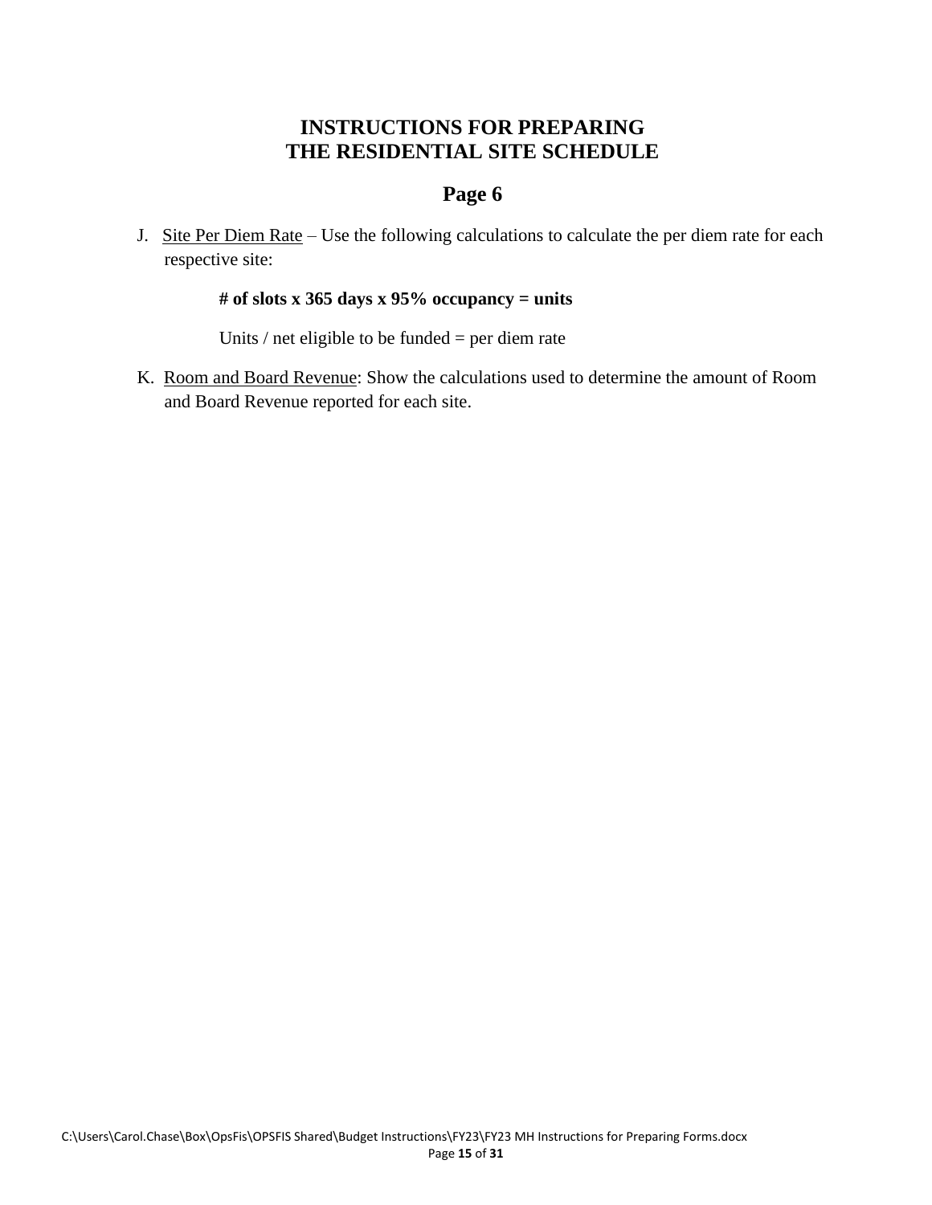# INSTRUCTIONS FOR PREPARING THE RESIDENTIAL SITE SCHEDULE

## Page 6

J. <u>Site Per Diem Rate</u> – Use the following calculations to calculate the per diem rate for each respective site:

> **# of slots x 365 days x 95% occupancy = units**
>
> Units / net eligible to be funded = per diem rate

K. <u>Room and Board Revenue</u>: Show the calculations used to determine the amount of Room and Board Revenue reported for each site.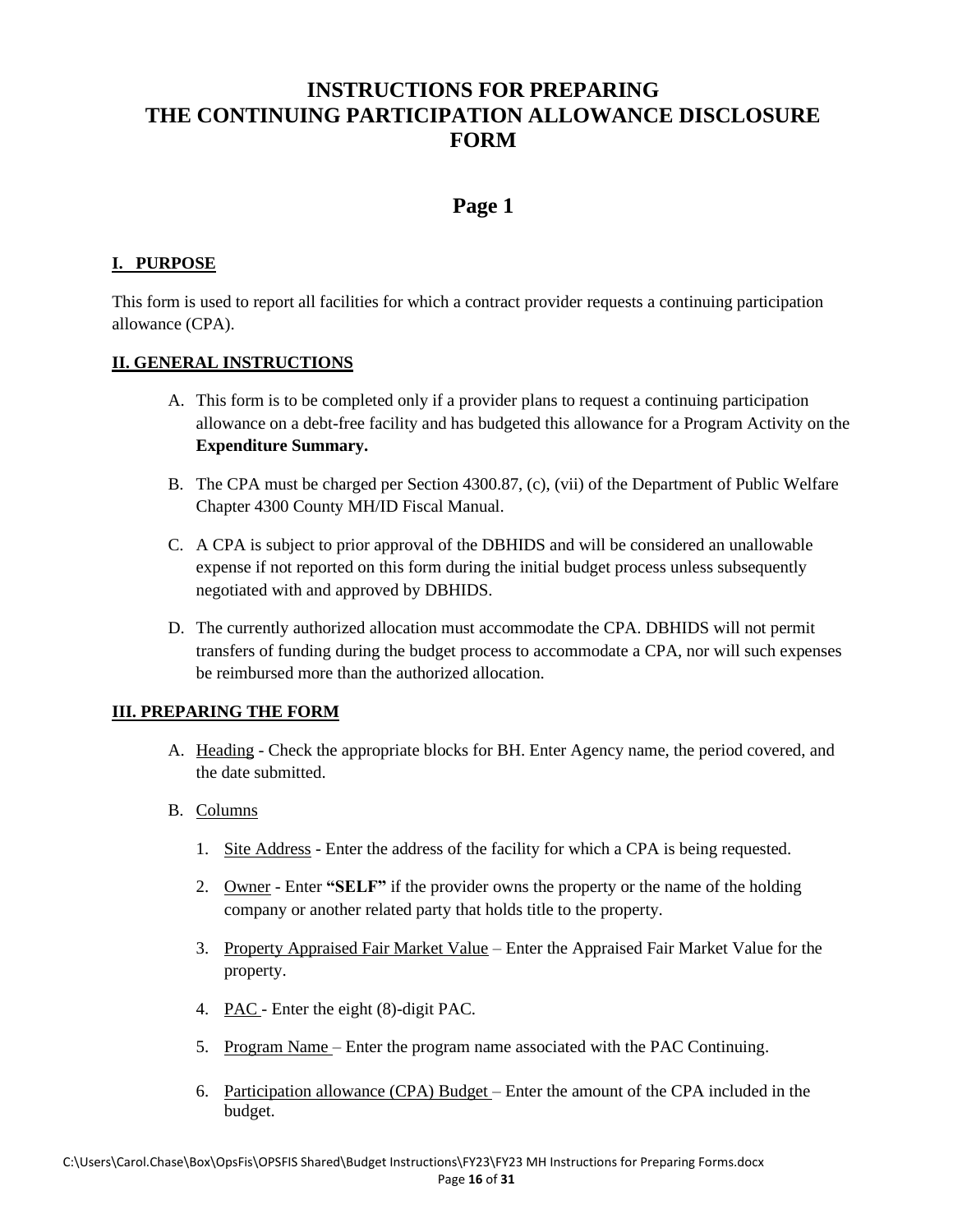# INSTRUCTIONS FOR PREPARING THE CONTINUING PARTICIPATION ALLOWANCE DISCLOSURE FORM

## Page 1

### I. PURPOSE

This form is used to report all facilities for which a contract provider requests a continuing participation allowance (CPA).

### II. GENERAL INSTRUCTIONS

A. This form is to be completed only if a provider plans to request a continuing participation allowance on a debt-free facility and has budgeted this allowance for a Program Activity on the **Expenditure Summary.**

B. The CPA must be charged per Section 4300.87, (c), (vii) of the Department of Public Welfare Chapter 4300 County MH/ID Fiscal Manual.

C. A CPA is subject to prior approval of the DBHIDS and will be considered an unallowable expense if not reported on this form during the initial budget process unless subsequently negotiated with and approved by DBHIDS.

D. The currently authorized allocation must accommodate the CPA. DBHIDS will not permit transfers of funding during the budget process to accommodate a CPA, nor will such expenses be reimbursed more than the authorized allocation.

### III. PREPARING THE FORM

A. Heading - Check the appropriate blocks for BH. Enter Agency name, the period covered, and the date submitted.

B. Columns

1. Site Address - Enter the address of the facility for which a CPA is being requested.
2. Owner - Enter **"SELF"** if the provider owns the property or the name of the holding company or another related party that holds title to the property.
3. Property Appraised Fair Market Value – Enter the Appraised Fair Market Value for the property.
4. PAC - Enter the eight (8)-digit PAC.
5. Program Name – Enter the program name associated with the PAC Continuing.
6. Participation allowance (CPA) Budget – Enter the amount of the CPA included in the budget.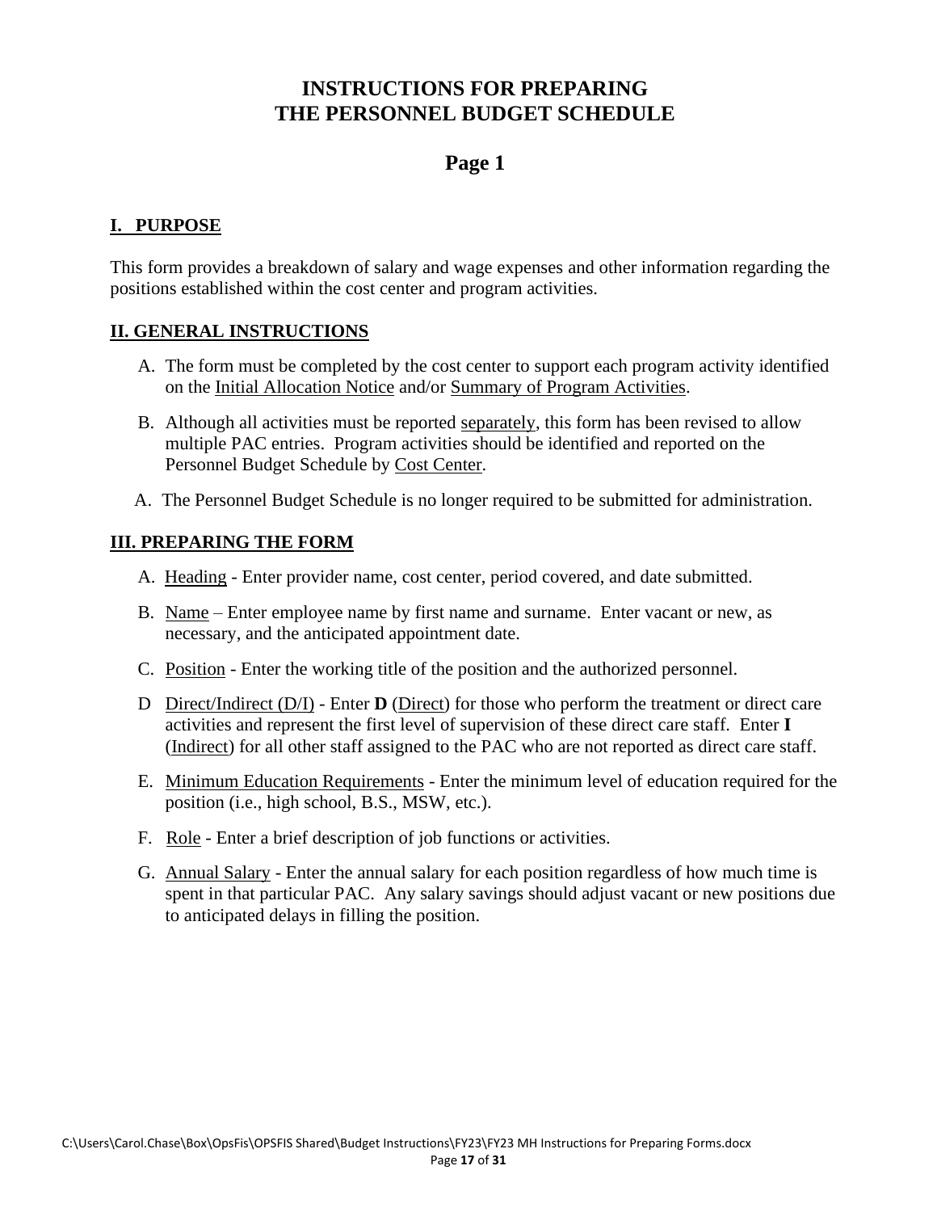# INSTRUCTIONS FOR PREPARING THE PERSONNEL BUDGET SCHEDULE

## Page 1

### I. PURPOSE

This form provides a breakdown of salary and wage expenses and other information regarding the positions established within the cost center and program activities.

### II. GENERAL INSTRUCTIONS

A. The form must be completed by the cost center to support each program activity identified on the Initial Allocation Notice and/or Summary of Program Activities.

B. Although all activities must be reported separately, this form has been revised to allow multiple PAC entries. Program activities should be identified and reported on the Personnel Budget Schedule by Cost Center.

A. The Personnel Budget Schedule is no longer required to be submitted for administration.

### III. PREPARING THE FORM

A. Heading - Enter provider name, cost center, period covered, and date submitted.

B. Name – Enter employee name by first name and surname. Enter vacant or new, as necessary, and the anticipated appointment date.

C. Position - Enter the working title of the position and the authorized personnel.

D Direct/Indirect (D/I) - Enter **D** (Direct) for those who perform the treatment or direct care activities and represent the first level of supervision of these direct care staff. Enter **I** (Indirect) for all other staff assigned to the PAC who are not reported as direct care staff.

E. Minimum Education Requirements - Enter the minimum level of education required for the position (i.e., high school, B.S., MSW, etc.).

F. Role - Enter a brief description of job functions or activities.

G. Annual Salary - Enter the annual salary for each position regardless of how much time is spent in that particular PAC. Any salary savings should adjust vacant or new positions due to anticipated delays in filling the position.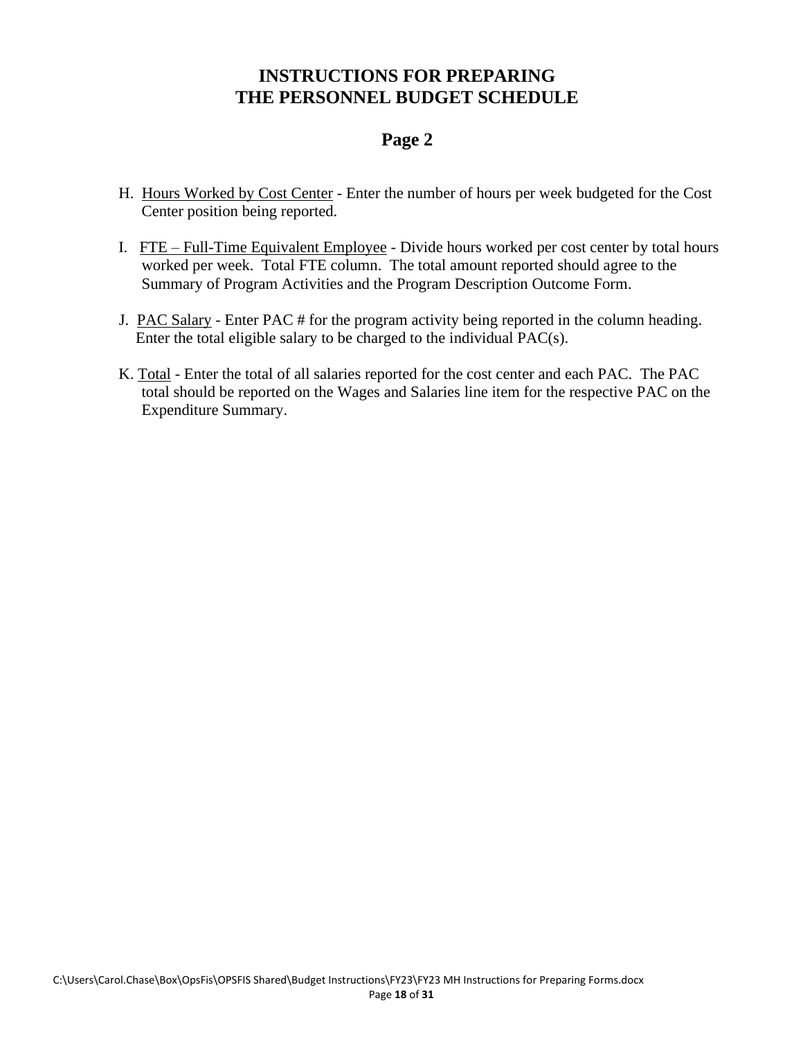# INSTRUCTIONS FOR PREPARING THE PERSONNEL BUDGET SCHEDULE

## Page 2

H. Hours Worked by Cost Center - Enter the number of hours per week budgeted for the Cost Center position being reported.

I. FTE – Full-Time Equivalent Employee - Divide hours worked per cost center by total hours worked per week. Total FTE column. The total amount reported should agree to the Summary of Program Activities and the Program Description Outcome Form.

J. PAC Salary - Enter PAC # for the program activity being reported in the column heading. Enter the total eligible salary to be charged to the individual PAC(s).

K. Total - Enter the total of all salaries reported for the cost center and each PAC. The PAC total should be reported on the Wages and Salaries line item for the respective PAC on the Expenditure Summary.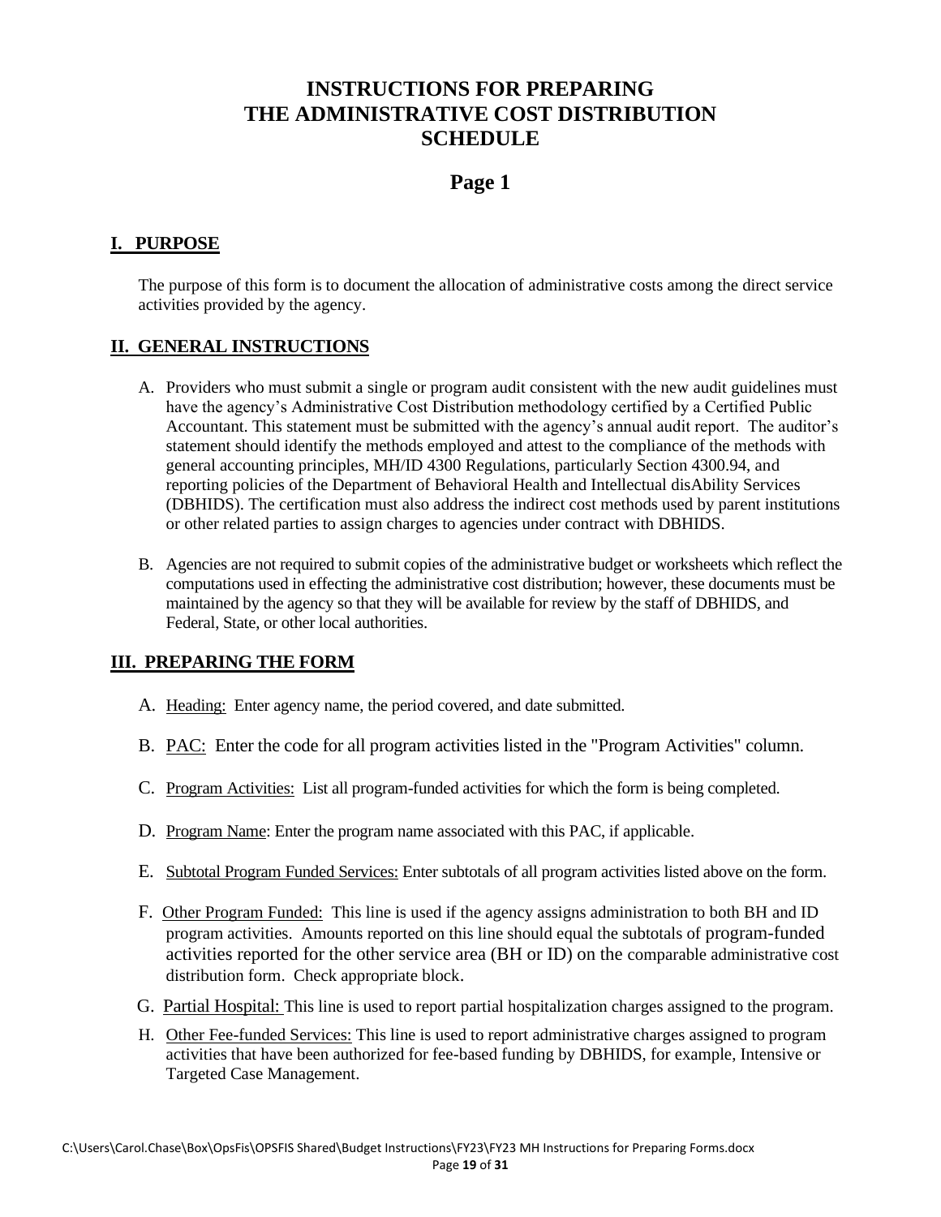# INSTRUCTIONS FOR PREPARING THE ADMINISTRATIVE COST DISTRIBUTION SCHEDULE

## Page 1

### I. PURPOSE

The purpose of this form is to document the allocation of administrative costs among the direct service activities provided by the agency.

### II. GENERAL INSTRUCTIONS

A. Providers who must submit a single or program audit consistent with the new audit guidelines must have the agency's Administrative Cost Distribution methodology certified by a Certified Public Accountant. This statement must be submitted with the agency's annual audit report. The auditor's statement should identify the methods employed and attest to the compliance of the methods with general accounting principles, MH/ID 4300 Regulations, particularly Section 4300.94, and reporting policies of the Department of Behavioral Health and Intellectual disAbility Services (DBHIDS). The certification must also address the indirect cost methods used by parent institutions or other related parties to assign charges to agencies under contract with DBHIDS.

B. Agencies are not required to submit copies of the administrative budget or worksheets which reflect the computations used in effecting the administrative cost distribution; however, these documents must be maintained by the agency so that they will be available for review by the staff of DBHIDS, and Federal, State, or other local authorities.

### III. PREPARING THE FORM

A. Heading: Enter agency name, the period covered, and date submitted.

B. PAC: Enter the code for all program activities listed in the "Program Activities" column.

C. Program Activities: List all program-funded activities for which the form is being completed.

D. Program Name: Enter the program name associated with this PAC, if applicable.

E. Subtotal Program Funded Services: Enter subtotals of all program activities listed above on the form.

F. Other Program Funded: This line is used if the agency assigns administration to both BH and ID program activities. Amounts reported on this line should equal the subtotals of program-funded activities reported for the other service area (BH or ID) on the comparable administrative cost distribution form. Check appropriate block.

G. Partial Hospital: This line is used to report partial hospitalization charges assigned to the program.

H. Other Fee-funded Services: This line is used to report administrative charges assigned to program activities that have been authorized for fee-based funding by DBHIDS, for example, Intensive or Targeted Case Management.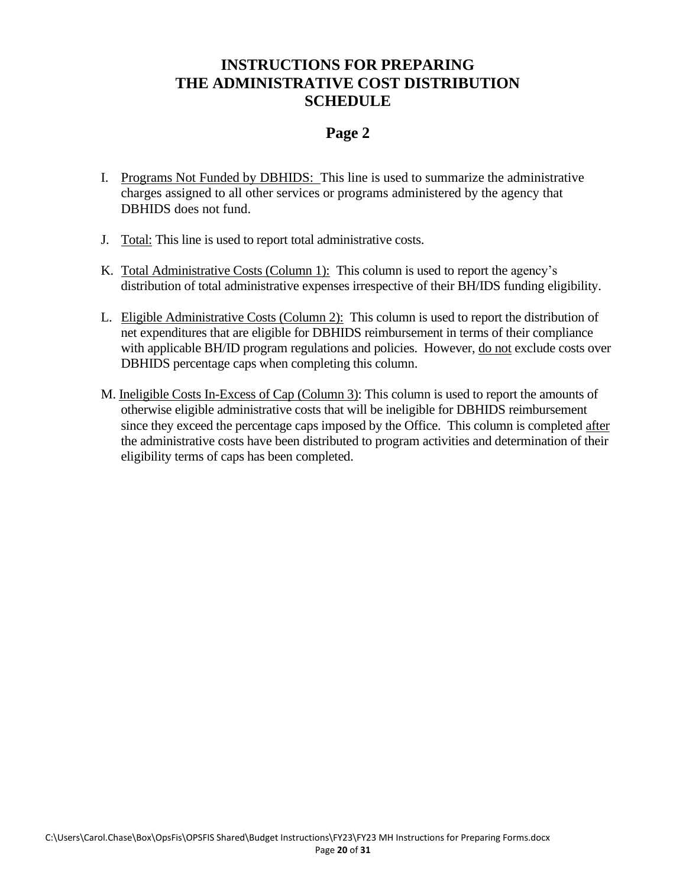# INSTRUCTIONS FOR PREPARING THE ADMINISTRATIVE COST DISTRIBUTION SCHEDULE

## Page 2

I. Programs Not Funded by DBHIDS: This line is used to summarize the administrative charges assigned to all other services or programs administered by the agency that DBHIDS does not fund.

J. Total: This line is used to report total administrative costs.

K. Total Administrative Costs (Column 1): This column is used to report the agency's distribution of total administrative expenses irrespective of their BH/IDS funding eligibility.

L. Eligible Administrative Costs (Column 2): This column is used to report the distribution of net expenditures that are eligible for DBHIDS reimbursement in terms of their compliance with applicable BH/ID program regulations and policies. However, do not exclude costs over DBHIDS percentage caps when completing this column.

M. Ineligible Costs In-Excess of Cap (Column 3): This column is used to report the amounts of otherwise eligible administrative costs that will be ineligible for DBHIDS reimbursement since they exceed the percentage caps imposed by the Office. This column is completed after the administrative costs have been distributed to program activities and determination of their eligibility terms of caps has been completed.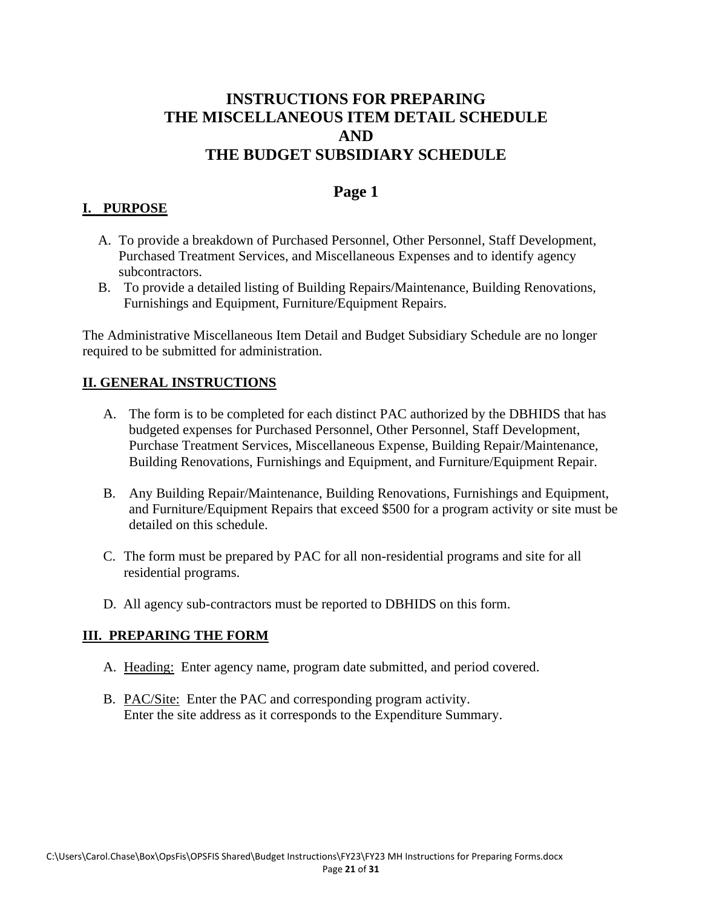# INSTRUCTIONS FOR PREPARING THE MISCELLANEOUS ITEM DETAIL SCHEDULE AND THE BUDGET SUBSIDIARY SCHEDULE

## Page 1

### I. PURPOSE

A. To provide a breakdown of Purchased Personnel, Other Personnel, Staff Development, Purchased Treatment Services, and Miscellaneous Expenses and to identify agency subcontractors.

B. To provide a detailed listing of Building Repairs/Maintenance, Building Renovations, Furnishings and Equipment, Furniture/Equipment Repairs.

The Administrative Miscellaneous Item Detail and Budget Subsidiary Schedule are no longer required to be submitted for administration.

### II. GENERAL INSTRUCTIONS

A. The form is to be completed for each distinct PAC authorized by the DBHIDS that has budgeted expenses for Purchased Personnel, Other Personnel, Staff Development, Purchase Treatment Services, Miscellaneous Expense, Building Repair/Maintenance, Building Renovations, Furnishings and Equipment, and Furniture/Equipment Repair.

B. Any Building Repair/Maintenance, Building Renovations, Furnishings and Equipment, and Furniture/Equipment Repairs that exceed $500 for a program activity or site must be detailed on this schedule.

C. The form must be prepared by PAC for all non-residential programs and site for all residential programs.

D. All agency sub-contractors must be reported to DBHIDS on this form.

### III. PREPARING THE FORM

A. Heading: Enter agency name, program date submitted, and period covered.

B. PAC/Site: Enter the PAC and corresponding program activity.
Enter the site address as it corresponds to the Expenditure Summary.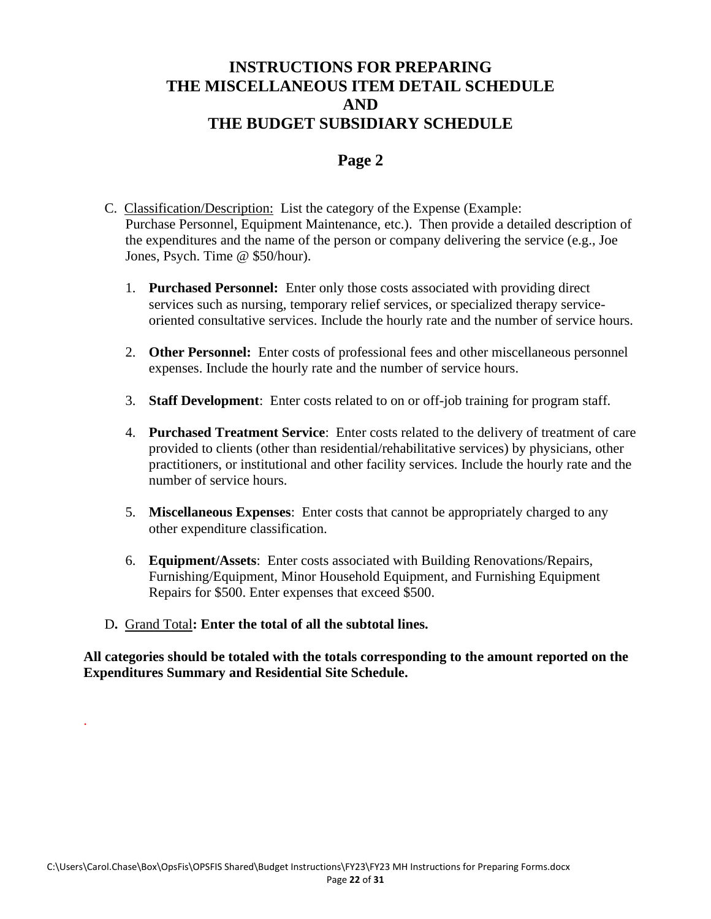# INSTRUCTIONS FOR PREPARING THE MISCELLANEOUS ITEM DETAIL SCHEDULE AND THE BUDGET SUBSIDIARY SCHEDULE

## Page 2

C. Classification/Description: List the category of the Expense (Example: Purchase Personnel, Equipment Maintenance, etc.). Then provide a detailed description of the expenditures and the name of the person or company delivering the service (e.g., Joe Jones, Psych. Time @ $50/hour).

1. **Purchased Personnel:** Enter only those costs associated with providing direct services such as nursing, temporary relief services, or specialized therapy service-oriented consultative services. Include the hourly rate and the number of service hours.

2. **Other Personnel:** Enter costs of professional fees and other miscellaneous personnel expenses. Include the hourly rate and the number of service hours.

3. **Staff Development**: Enter costs related to on or off-job training for program staff.

4. **Purchased Treatment Service**: Enter costs related to the delivery of treatment of care provided to clients (other than residential/rehabilitative services) by physicians, other practitioners, or institutional and other facility services. Include the hourly rate and the number of service hours.

5. **Miscellaneous Expenses**: Enter costs that cannot be appropriately charged to any other expenditure classification.

6. **Equipment/Assets**: Enter costs associated with Building Renovations/Repairs, Furnishing/Equipment, Minor Household Equipment, and Furnishing Equipment Repairs for $500. Enter expenses that exceed $500.

D. Grand Total**: Enter the total of all the subtotal lines.**

**All categories should be totaled with the totals corresponding to the amount reported on the Expenditures Summary and Residential Site Schedule.**

C:\Users\Carol.Chase\Box\OpsFis\OPSFIS Shared\Budget Instructions\FY23\FY23 MH Instructions for Preparing Forms.docx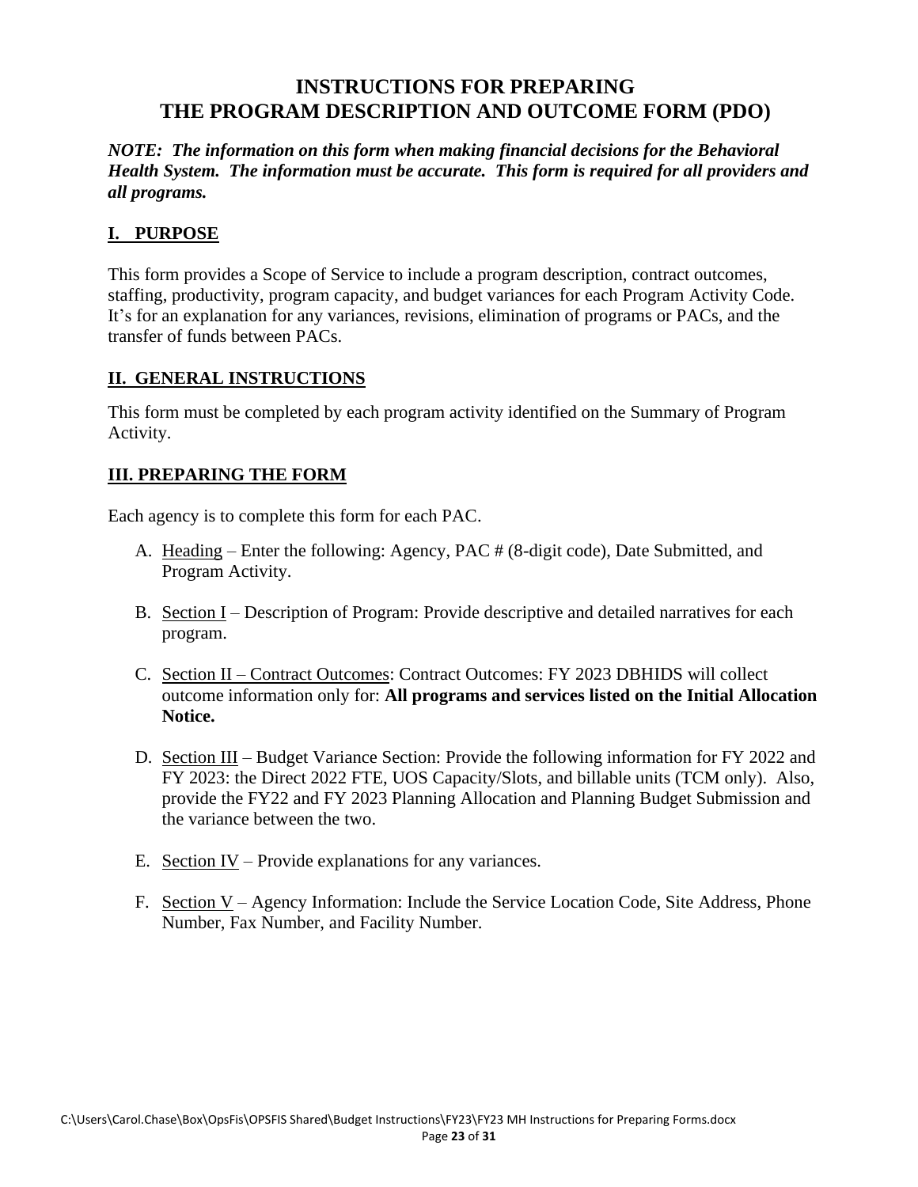# INSTRUCTIONS FOR PREPARING THE PROGRAM DESCRIPTION AND OUTCOME FORM (PDO)

***NOTE: The information on this form when making financial decisions for the Behavioral Health System. The information must be accurate. This form is required for all providers and all programs.***

## I. PURPOSE

This form provides a Scope of Service to include a program description, contract outcomes, staffing, productivity, program capacity, and budget variances for each Program Activity Code. It's for an explanation for any variances, revisions, elimination of programs or PACs, and the transfer of funds between PACs.

## II. GENERAL INSTRUCTIONS

This form must be completed by each program activity identified on the Summary of Program Activity.

## III. PREPARING THE FORM

Each agency is to complete this form for each PAC.

A. Heading – Enter the following: Agency, PAC # (8-digit code), Date Submitted, and Program Activity.

B. Section I – Description of Program: Provide descriptive and detailed narratives for each program.

C. Section II – Contract Outcomes: Contract Outcomes: FY 2023 DBHIDS will collect outcome information only for: **All programs and services listed on the Initial Allocation Notice.**

D. Section III – Budget Variance Section: Provide the following information for FY 2022 and FY 2023: the Direct 2022 FTE, UOS Capacity/Slots, and billable units (TCM only). Also, provide the FY22 and FY 2023 Planning Allocation and Planning Budget Submission and the variance between the two.

E. Section IV – Provide explanations for any variances.

F. Section V – Agency Information: Include the Service Location Code, Site Address, Phone Number, Fax Number, and Facility Number.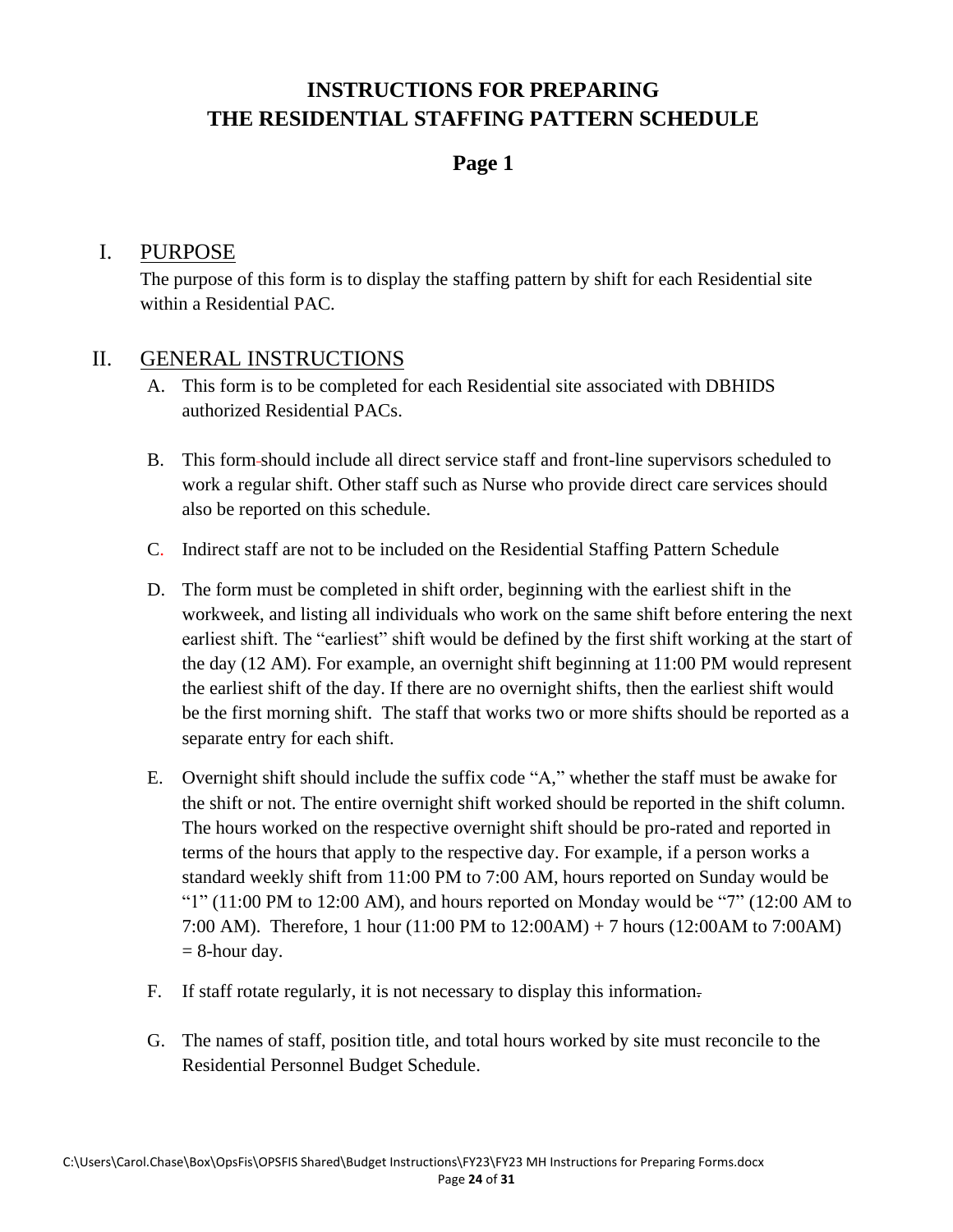# INSTRUCTIONS FOR PREPARING THE RESIDENTIAL STAFFING PATTERN SCHEDULE

## Page 1

### I. PURPOSE

The purpose of this form is to display the staffing pattern by shift for each Residential site within a Residential PAC.

### II. GENERAL INSTRUCTIONS

A. This form is to be completed for each Residential site associated with DBHIDS authorized Residential PACs.

B. This form should include all direct service staff and front-line supervisors scheduled to work a regular shift. Other staff such as Nurse who provide direct care services should also be reported on this schedule.

C. Indirect staff are not to be included on the Residential Staffing Pattern Schedule

D. The form must be completed in shift order, beginning with the earliest shift in the workweek, and listing all individuals who work on the same shift before entering the next earliest shift. The "earliest" shift would be defined by the first shift working at the start of the day (12 AM). For example, an overnight shift beginning at 11:00 PM would represent the earliest shift of the day. If there are no overnight shifts, then the earliest shift would be the first morning shift. The staff that works two or more shifts should be reported as a separate entry for each shift.

E. Overnight shift should include the suffix code "A," whether the staff must be awake for the shift or not. The entire overnight shift worked should be reported in the shift column. The hours worked on the respective overnight shift should be pro-rated and reported in terms of the hours that apply to the respective day. For example, if a person works a standard weekly shift from 11:00 PM to 7:00 AM, hours reported on Sunday would be "1" (11:00 PM to 12:00 AM), and hours reported on Monday would be "7" (12:00 AM to 7:00 AM). Therefore, 1 hour (11:00 PM to 12:00AM) + 7 hours (12:00AM to 7:00AM) = 8-hour day.

F. If staff rotate regularly, it is not necessary to display this information.

G. The names of staff, position title, and total hours worked by site must reconcile to the Residential Personnel Budget Schedule.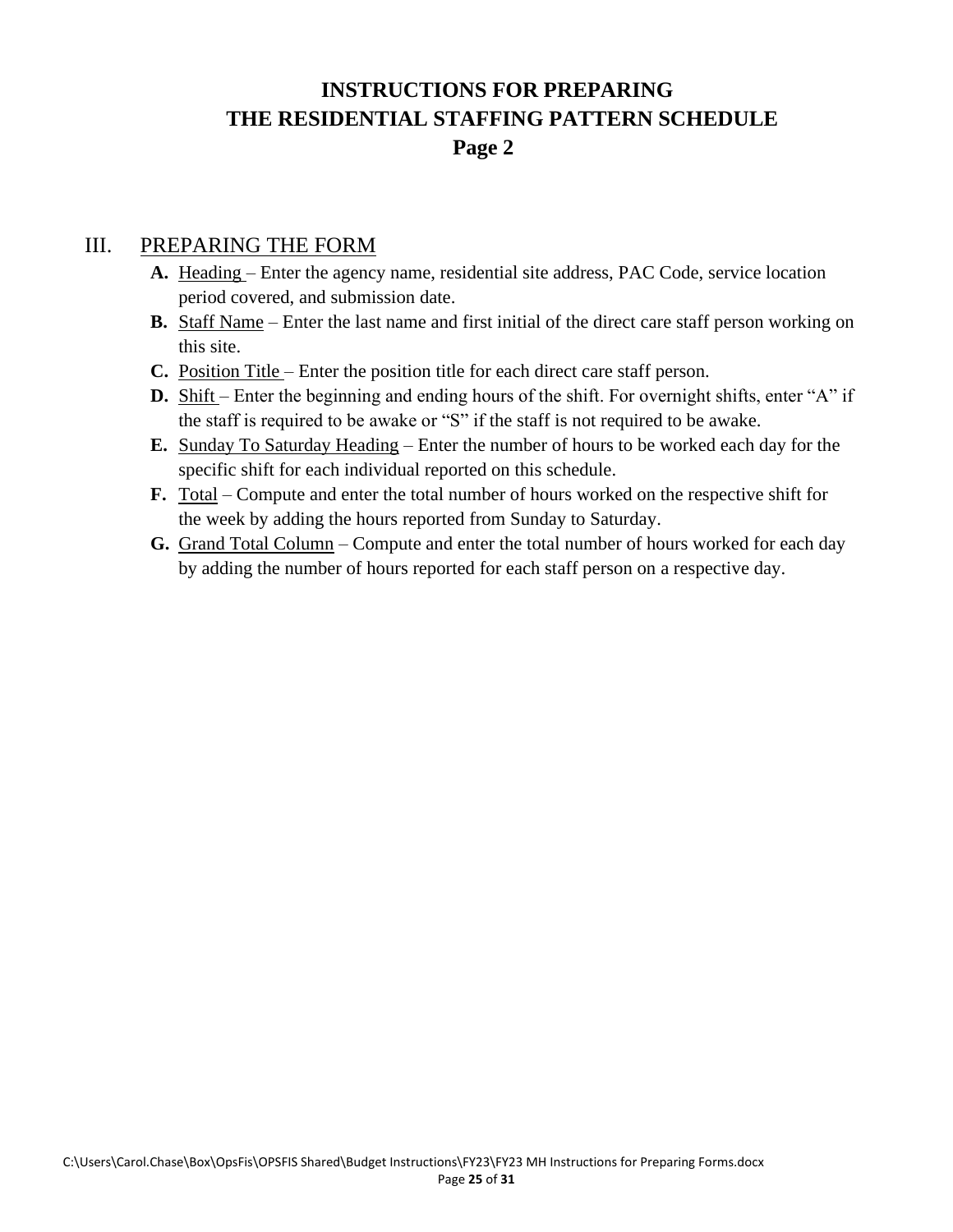# INSTRUCTIONS FOR PREPARING
# THE RESIDENTIAL STAFFING PATTERN SCHEDULE
# Page 2

## III. PREPARING THE FORM

- **A.** Heading – Enter the agency name, residential site address, PAC Code, service location period covered, and submission date.
- **B.** Staff Name – Enter the last name and first initial of the direct care staff person working on this site.
- **C.** Position Title – Enter the position title for each direct care staff person.
- **D.** Shift – Enter the beginning and ending hours of the shift. For overnight shifts, enter "A" if the staff is required to be awake or "S" if the staff is not required to be awake.
- **E.** Sunday To Saturday Heading – Enter the number of hours to be worked each day for the specific shift for each individual reported on this schedule.
- **F.** Total – Compute and enter the total number of hours worked on the respective shift for the week by adding the hours reported from Sunday to Saturday.
- **G.** Grand Total Column – Compute and enter the total number of hours worked for each day by adding the number of hours reported for each staff person on a respective day.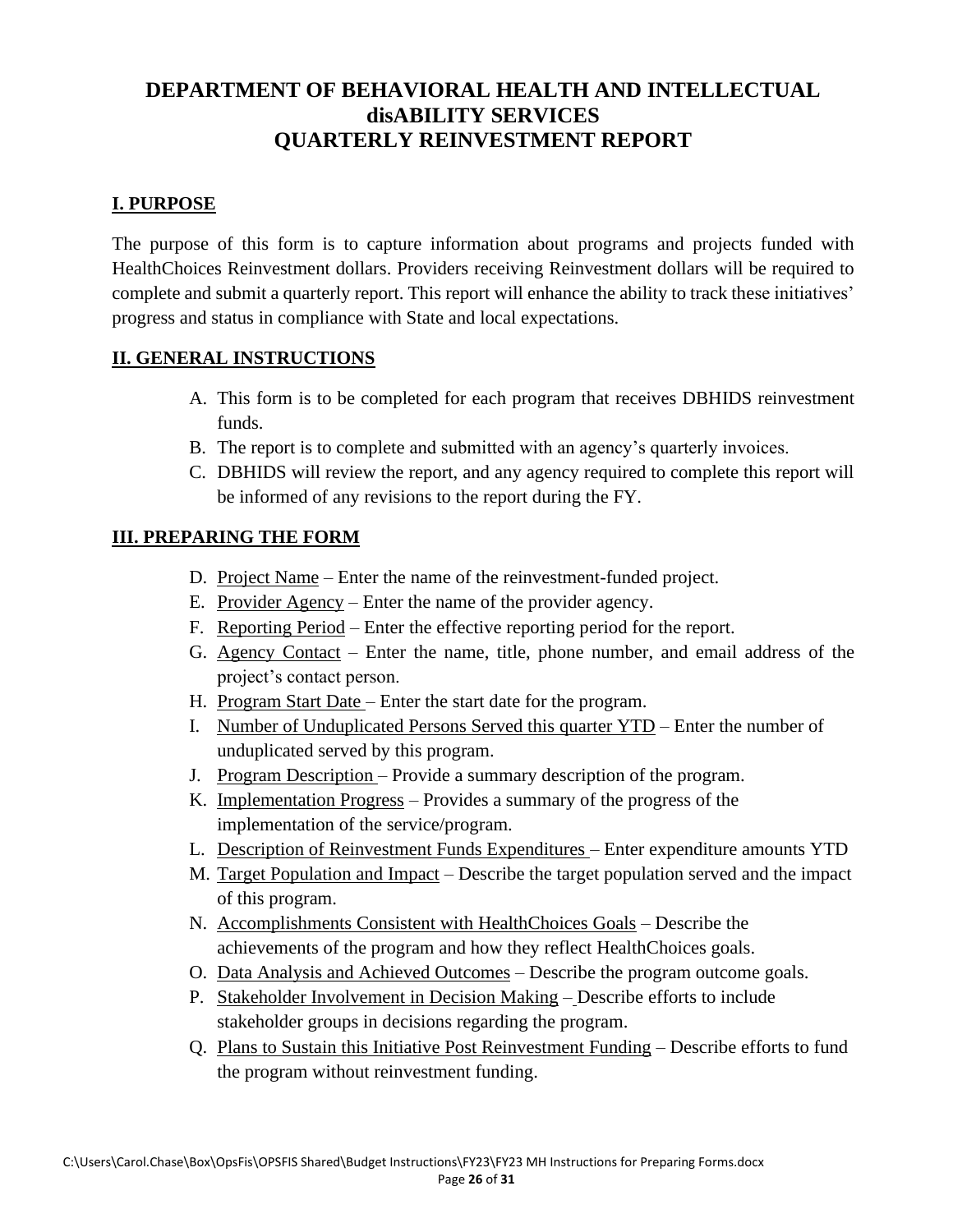# DEPARTMENT OF BEHAVIORAL HEALTH AND INTELLECTUAL disABILITY SERVICES
# QUARTERLY REINVESTMENT REPORT

## I. PURPOSE

The purpose of this form is to capture information about programs and projects funded with HealthChoices Reinvestment dollars. Providers receiving Reinvestment dollars will be required to complete and submit a quarterly report. This report will enhance the ability to track these initiatives' progress and status in compliance with State and local expectations.

## II. GENERAL INSTRUCTIONS

A. This form is to be completed for each program that receives DBHIDS reinvestment funds.

B. The report is to complete and submitted with an agency's quarterly invoices.

C. DBHIDS will review the report, and any agency required to complete this report will be informed of any revisions to the report during the FY.

## III. PREPARING THE FORM

D. Project Name – Enter the name of the reinvestment-funded project.

E. Provider Agency – Enter the name of the provider agency.

F. Reporting Period – Enter the effective reporting period for the report.

G. Agency Contact – Enter the name, title, phone number, and email address of the project's contact person.

H. Program Start Date – Enter the start date for the program.

I. Number of Unduplicated Persons Served this quarter YTD – Enter the number of unduplicated served by this program.

J. Program Description – Provide a summary description of the program.

K. Implementation Progress – Provides a summary of the progress of the implementation of the service/program.

L. Description of Reinvestment Funds Expenditures – Enter expenditure amounts YTD

M. Target Population and Impact – Describe the target population served and the impact of this program.

N. Accomplishments Consistent with HealthChoices Goals – Describe the achievements of the program and how they reflect HealthChoices goals.

O. Data Analysis and Achieved Outcomes – Describe the program outcome goals.

P. Stakeholder Involvement in Decision Making – Describe efforts to include stakeholder groups in decisions regarding the program.

Q. Plans to Sustain this Initiative Post Reinvestment Funding – Describe efforts to fund the program without reinvestment funding.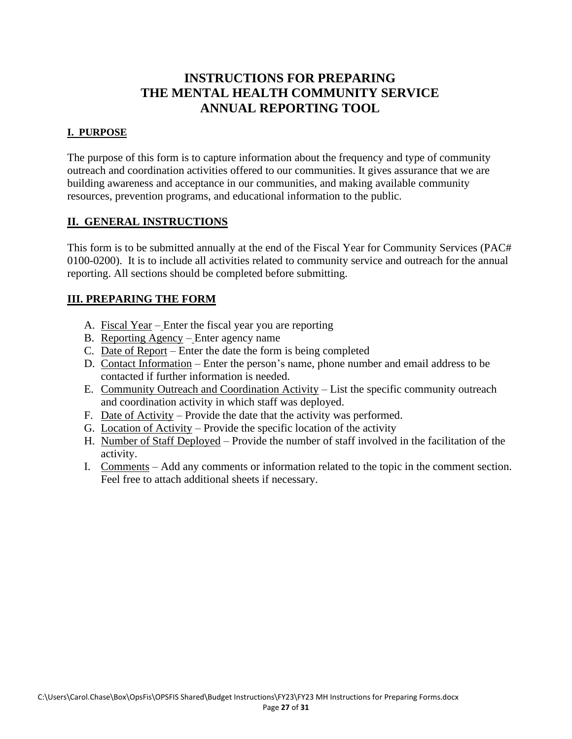# INSTRUCTIONS FOR PREPARING THE MENTAL HEALTH COMMUNITY SERVICE ANNUAL REPORTING TOOL

## I. PURPOSE

The purpose of this form is to capture information about the frequency and type of community outreach and coordination activities offered to our communities. It gives assurance that we are building awareness and acceptance in our communities, and making available community resources, prevention programs, and educational information to the public.

## II. GENERAL INSTRUCTIONS

This form is to be submitted annually at the end of the Fiscal Year for Community Services (PAC# 0100-0200). It is to include all activities related to community service and outreach for the annual reporting. All sections should be completed before submitting.

## III. PREPARING THE FORM

A. Fiscal Year – Enter the fiscal year you are reporting
B. Reporting Agency – Enter agency name
C. Date of Report – Enter the date the form is being completed
D. Contact Information – Enter the person's name, phone number and email address to be contacted if further information is needed.
E. Community Outreach and Coordination Activity – List the specific community outreach and coordination activity in which staff was deployed.
F. Date of Activity – Provide the date that the activity was performed.
G. Location of Activity – Provide the specific location of the activity
H. Number of Staff Deployed – Provide the number of staff involved in the facilitation of the activity.
I. Comments – Add any comments or information related to the topic in the comment section. Feel free to attach additional sheets if necessary.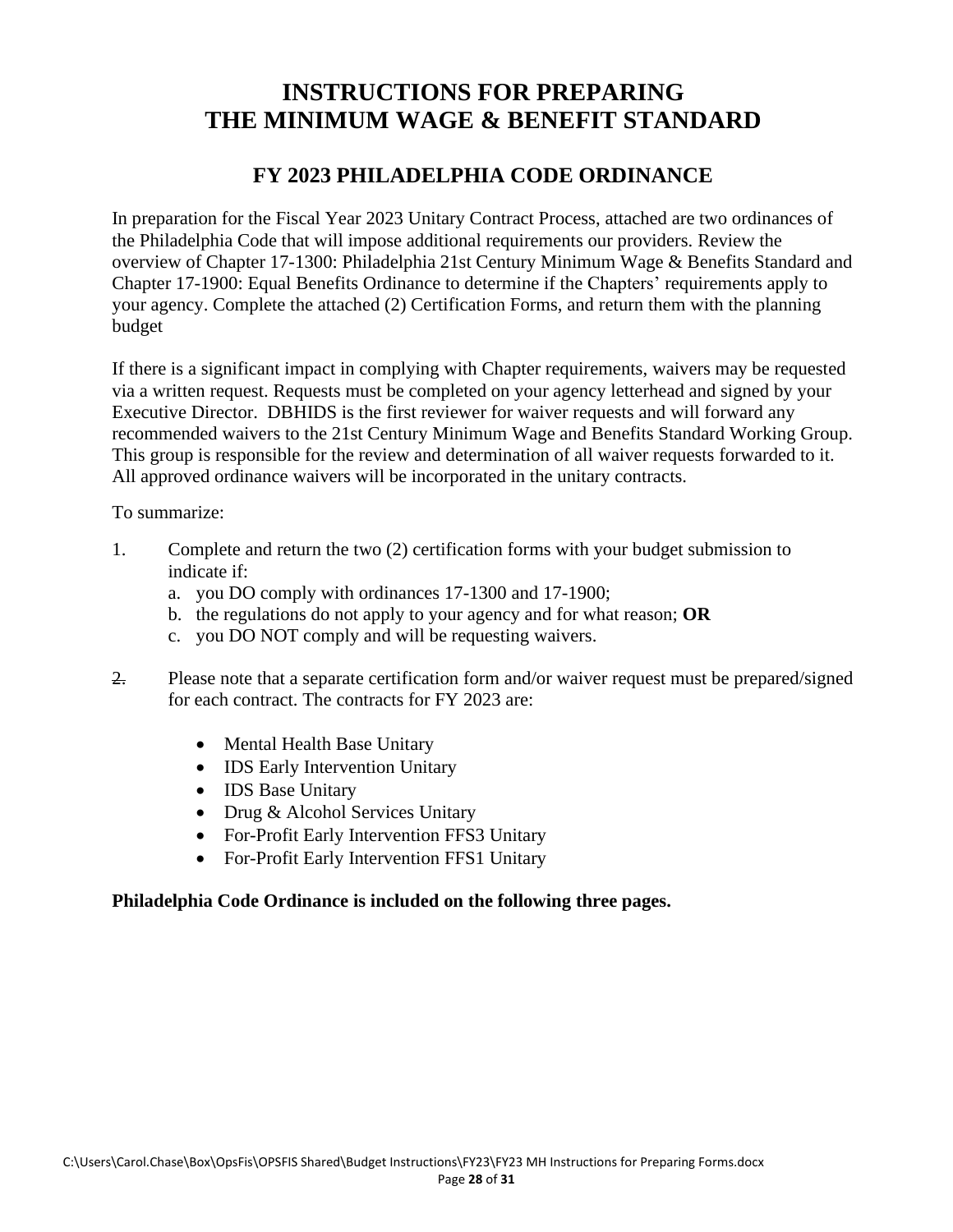# INSTRUCTIONS FOR PREPARING THE MINIMUM WAGE & BENEFIT STANDARD

## FY 2023 PHILADELPHIA CODE ORDINANCE

In preparation for the Fiscal Year 2023 Unitary Contract Process, attached are two ordinances of the Philadelphia Code that will impose additional requirements our providers. Review the overview of Chapter 17-1300: Philadelphia 21st Century Minimum Wage & Benefits Standard and Chapter 17-1900: Equal Benefits Ordinance to determine if the Chapters' requirements apply to your agency. Complete the attached (2) Certification Forms, and return them with the planning budget

If there is a significant impact in complying with Chapter requirements, waivers may be requested via a written request. Requests must be completed on your agency letterhead and signed by your Executive Director. DBHIDS is the first reviewer for waiver requests and will forward any recommended waivers to the 21st Century Minimum Wage and Benefits Standard Working Group. This group is responsible for the review and determination of all waiver requests forwarded to it. All approved ordinance waivers will be incorporated in the unitary contracts.

To summarize:

1. Complete and return the two (2) certification forms with your budget submission to indicate if:
   a. you DO comply with ordinances 17-1300 and 17-1900;
   b. the regulations do not apply to your agency and for what reason; **OR**
   c. you DO NOT comply and will be requesting waivers.

2. Please note that a separate certification form and/or waiver request must be prepared/signed for each contract. The contracts for FY 2023 are:

   - Mental Health Base Unitary
   - IDS Early Intervention Unitary
   - IDS Base Unitary
   - Drug & Alcohol Services Unitary
   - For-Profit Early Intervention FFS3 Unitary
   - For-Profit Early Intervention FFS1 Unitary

**Philadelphia Code Ordinance is included on the following three pages.**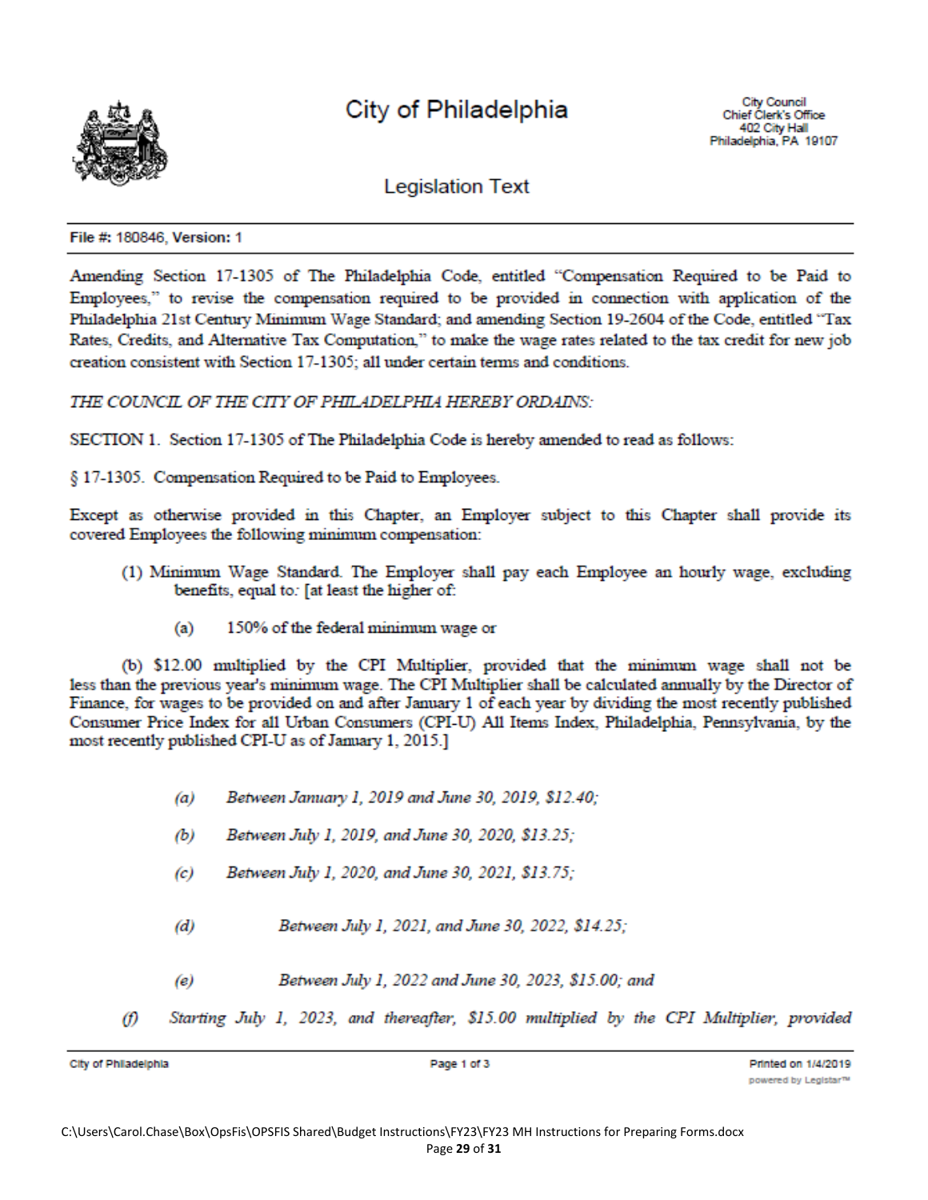# City of Philadelphia

City Council
Chief Clerk's Office
402 City Hall
Philadelphia, PA 19107

## Legislation Text

**File #: 180846, Version: 1**

Amending Section 17-1305 of The Philadelphia Code, entitled "Compensation Required to be Paid to Employees," to revise the compensation required to be provided in connection with application of the Philadelphia 21st Century Minimum Wage Standard; and amending Section 19-2604 of the Code, entitled "Tax Rates, Credits, and Alternative Tax Computation," to make the wage rates related to the tax credit for new job creation consistent with Section 17-1305; all under certain terms and conditions.

*THE COUNCIL OF THE CITY OF PHILADELPHIA HEREBY ORDAINS:*

SECTION 1. Section 17-1305 of The Philadelphia Code is hereby amended to read as follows:

§ 17-1305. Compensation Required to be Paid to Employees.

Except as otherwise provided in this Chapter, an Employer subject to this Chapter shall provide its covered Employees the following minimum compensation:

(1) Minimum Wage Standard. The Employer shall pay each Employee an hourly wage, excluding benefits, equal to*:* [at least the higher of:

(a) 150% of the federal minimum wage or

(b) $12.00 multiplied by the CPI Multiplier, provided that the minimum wage shall not be less than the previous year's minimum wage. The CPI Multiplier shall be calculated annually by the Director of Finance, for wages to be provided on and after January 1 of each year by dividing the most recently published Consumer Price Index for all Urban Consumers (CPI-U) All Items Index, Philadelphia, Pennsylvania, by the most recently published CPI-U as of January 1, 2015.]

*(a) Between January 1, 2019 and June 30, 2019, $12.40;*

*(b) Between July 1, 2019, and June 30, 2020, $13.25;*

*(c) Between July 1, 2020, and June 30, 2021, $13.75;*

*(d) Between July 1, 2021, and June 30, 2022, $14.25;*

*(e) Between July 1, 2022 and June 30, 2023, $15.00; and*

*(f) Starting July 1, 2023, and thereafter, $15.00 multiplied by the CPI Multiplier, provided*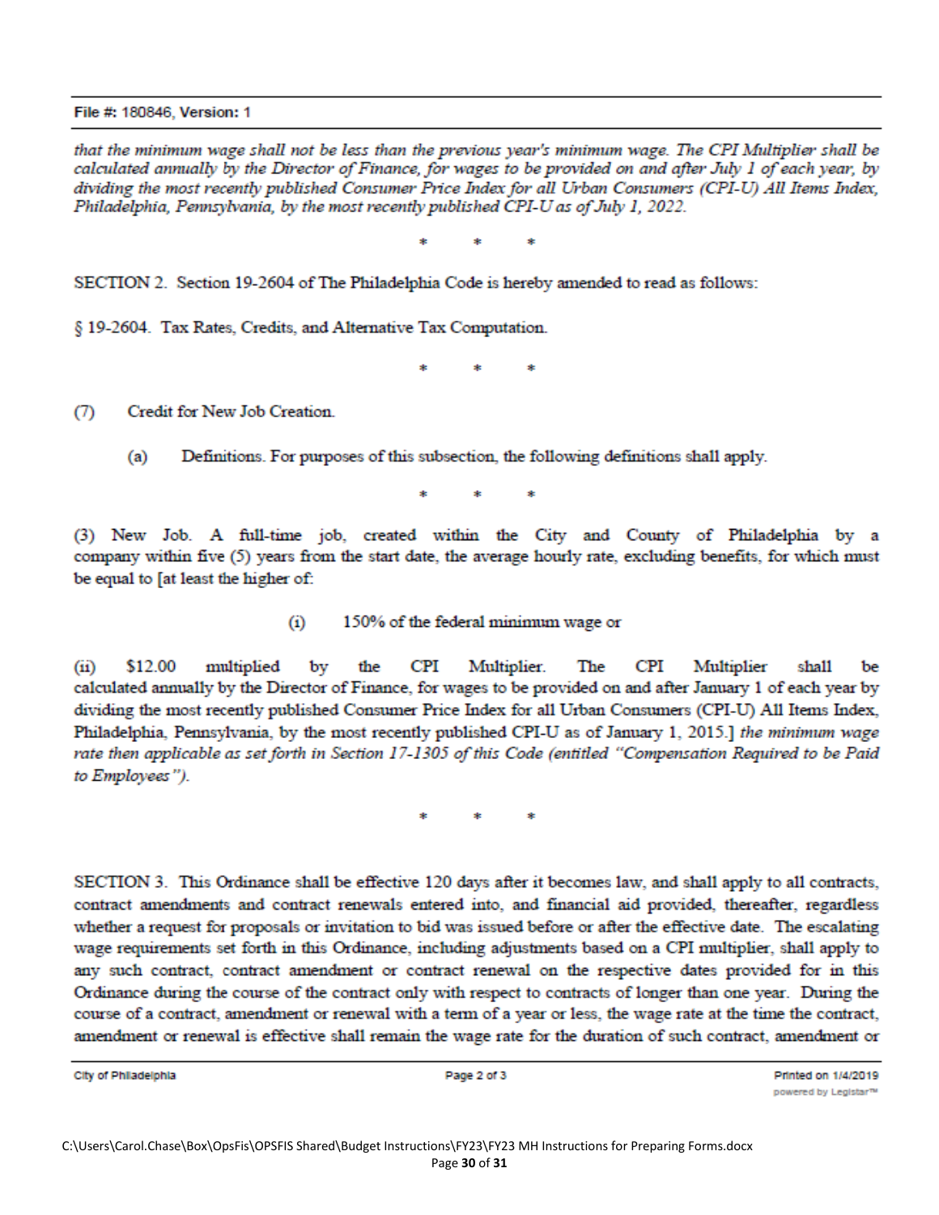that the minimum wage shall not be less than the previous year's minimum wage. The CPI Multiplier shall be calculated annually by the Director of Finance, for wages to be provided on and after July 1 of each year, by dividing the most recently published Consumer Price Index for all Urban Consumers (CPI-U) All Items Index, Philadelphia, Pennsylvania, by the most recently published CPI-U as of July 1, 2022.*

\* \* \*

SECTION 2. Section 19-2604 of The Philadelphia Code is hereby amended to read as follows:

§ 19-2604. Tax Rates, Credits, and Alternative Tax Computation.

\* \* \*

(7) Credit for New Job Creation.

(a) Definitions. For purposes of this subsection, the following definitions shall apply.

\* \* \*

(3) New Job. A full-time job, created within the City and County of Philadelphia by a company within five (5) years from the start date, the average hourly rate, excluding benefits, for which must be equal to [at least the higher of:

(i) 150% of the federal minimum wage or

(ii) $12.00 multiplied by the CPI Multiplier. The CPI Multiplier shall be calculated annually by the Director of Finance, for wages to be provided on and after January 1 of each year by dividing the most recently published Consumer Price Index for all Urban Consumers (CPI-U) All Items Index, Philadelphia, Pennsylvania, by the most recently published CPI-U as of January 1, 2015.] *the minimum wage rate then applicable as set forth in Section 17-1305 of this Code (entitled "Compensation Required to be Paid to Employees").*

\* \* \*

SECTION 3. This Ordinance shall be effective 120 days after it becomes law, and shall apply to all contracts, contract amendments and contract renewals entered into, and financial aid provided, thereafter, regardless whether a request for proposals or invitation to bid was issued before or after the effective date. The escalating wage requirements set forth in this Ordinance, including adjustments based on a CPI multiplier, shall apply to any such contract, contract amendment or contract renewal on the respective dates provided for in this Ordinance during the course of the contract only with respect to contracts of longer than one year. During the course of a contract, amendment or renewal with a term of a year or less, the wage rate at the time the contract, amendment or renewal is effective shall remain the wage rate for the duration of such contract, amendment or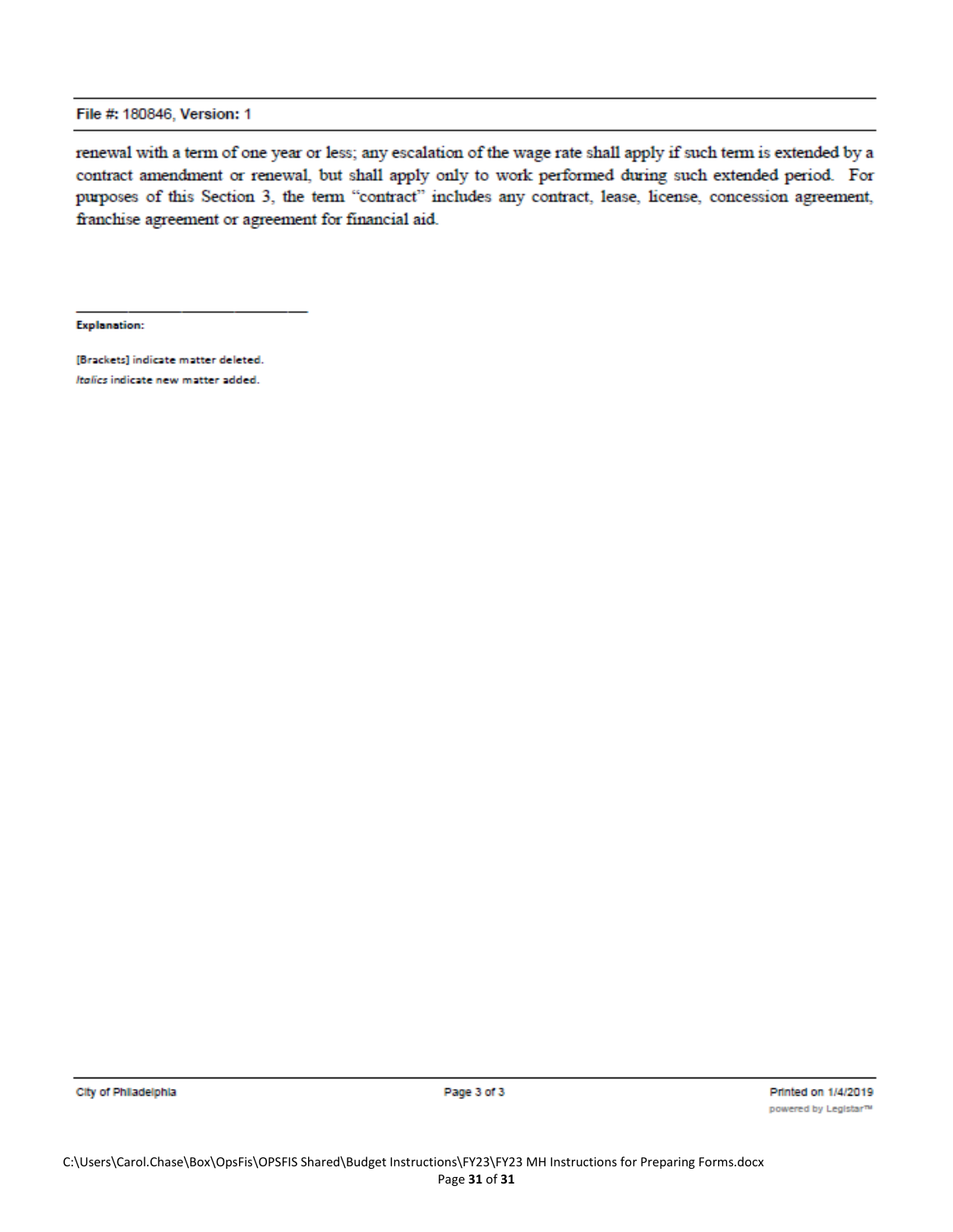renewal with a term of one year or less; any escalation of the wage rate shall apply if such term is extended by a contract amendment or renewal, but shall apply only to work performed during such extended period. For purposes of this Section 3, the term "contract" includes any contract, lease, license, concession agreement, franchise agreement or agreement for financial aid.

---

**Explanation:**

[Brackets] indicate matter deleted.

*Italics* indicate new matter added.